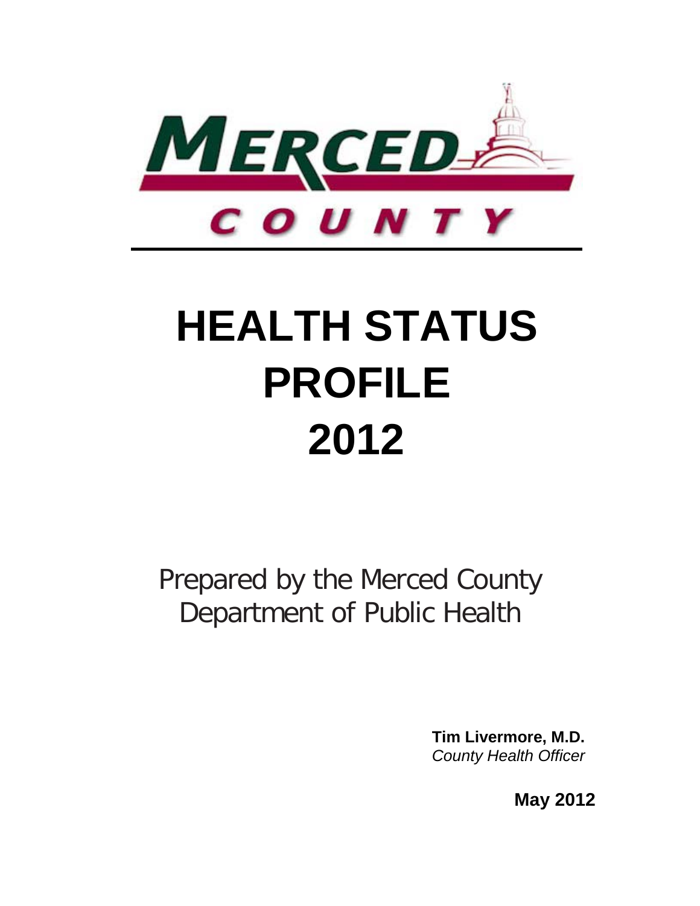MERCED COUNTY

# HEALTH STATUS PROFILE 2012

Prepared by the Merced County Department of Public Health

**Tim Livermore, M.D.**
*County Health Officer*

**May 2012**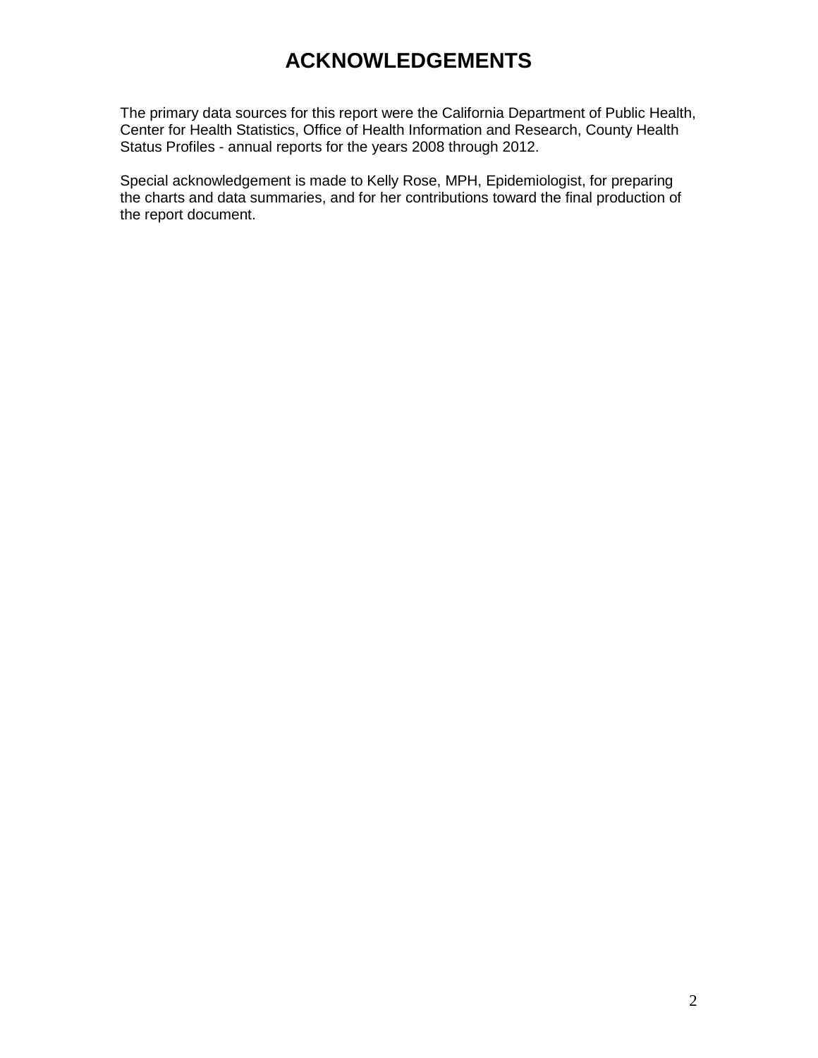# ACKNOWLEDGEMENTS

The primary data sources for this report were the California Department of Public Health, Center for Health Statistics, Office of Health Information and Research, County Health Status Profiles - annual reports for the years 2008 through 2012.

Special acknowledgement is made to Kelly Rose, MPH, Epidemiologist, for preparing the charts and data summaries, and for her contributions toward the final production of the report document.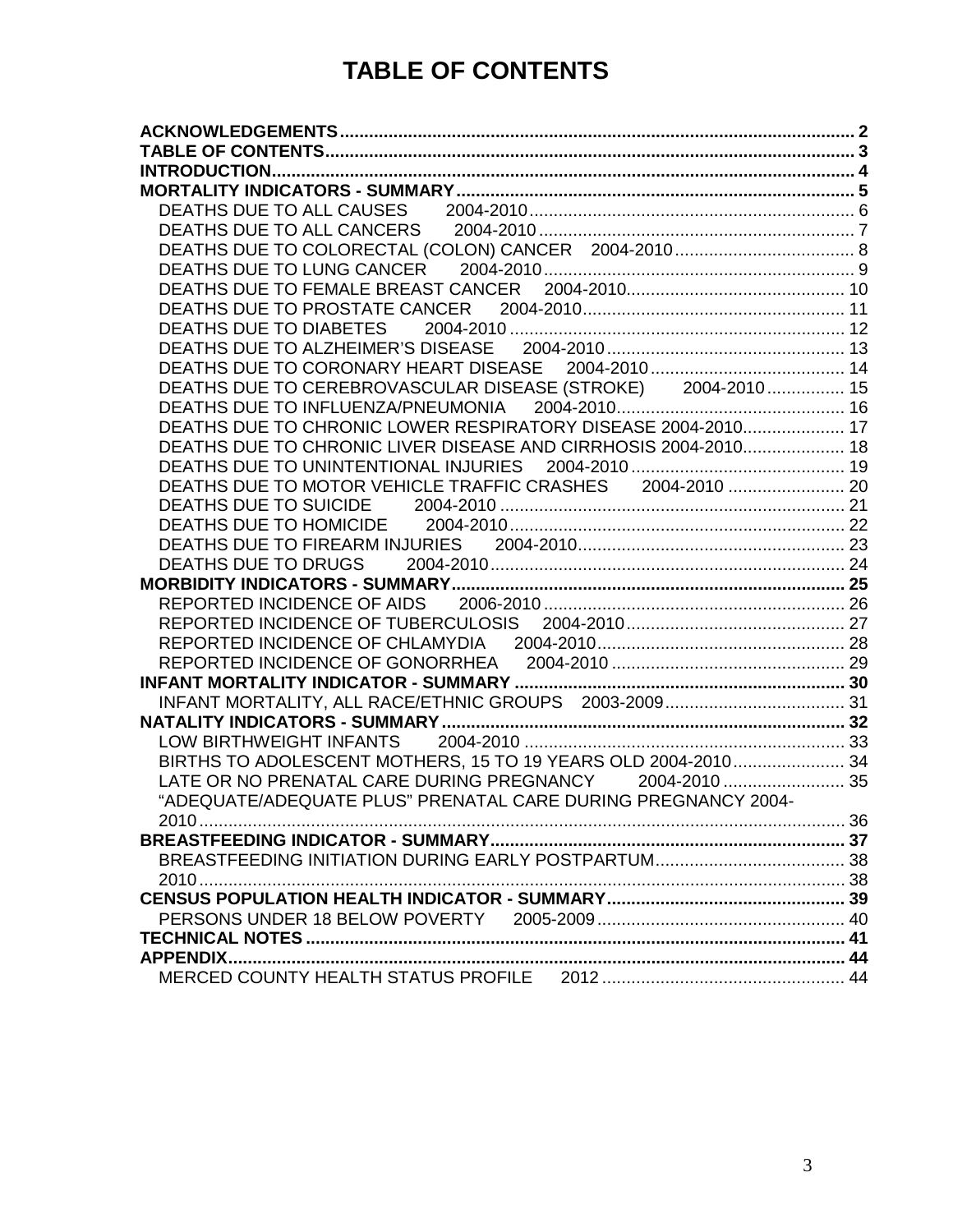# TABLE OF CONTENTS

**ACKNOWLEDGEMENTS** ..... 2
**TABLE OF CONTENTS** ..... 3
**INTRODUCTION** ..... 4
**MORTALITY INDICATORS - SUMMARY** ..... 5
- DEATHS DUE TO ALL CAUSES 2004-2010 ..... 6
- DEATHS DUE TO ALL CANCERS 2004-2010 ..... 7
- DEATHS DUE TO COLORECTAL (COLON) CANCER 2004-2010 ..... 8
- DEATHS DUE TO LUNG CANCER 2004-2010 ..... 9
- DEATHS DUE TO FEMALE BREAST CANCER 2004-2010 ..... 10
- DEATHS DUE TO PROSTATE CANCER 2004-2010 ..... 11
- DEATHS DUE TO DIABETES 2004-2010 ..... 12
- DEATHS DUE TO ALZHEIMER'S DISEASE 2004-2010 ..... 13
- DEATHS DUE TO CORONARY HEART DISEASE 2004-2010 ..... 14
- DEATHS DUE TO CEREBROVASCULAR DISEASE (STROKE) 2004-2010 ..... 15
- DEATHS DUE TO INFLUENZA/PNEUMONIA 2004-2010 ..... 16
- DEATHS DUE TO CHRONIC LOWER RESPIRATORY DISEASE 2004-2010 ..... 17
- DEATHS DUE TO CHRONIC LIVER DISEASE AND CIRRHOSIS 2004-2010 ..... 18
- DEATHS DUE TO UNINTENTIONAL INJURIES 2004-2010 ..... 19
- DEATHS DUE TO MOTOR VEHICLE TRAFFIC CRASHES 2004-2010 ..... 20
- DEATHS DUE TO SUICIDE 2004-2010 ..... 21
- DEATHS DUE TO HOMICIDE 2004-2010 ..... 22
- DEATHS DUE TO FIREARM INJURIES 2004-2010 ..... 23
- DEATHS DUE TO DRUGS 2004-2010 ..... 24

**MORBIDITY INDICATORS - SUMMARY** ..... 25
- REPORTED INCIDENCE OF AIDS 2006-2010 ..... 26
- REPORTED INCIDENCE OF TUBERCULOSIS 2004-2010 ..... 27
- REPORTED INCIDENCE OF CHLAMYDIA 2004-2010 ..... 28
- REPORTED INCIDENCE OF GONORRHEA 2004-2010 ..... 29

**INFANT MORTALITY INDICATOR - SUMMARY** ..... 30
- INFANT MORTALITY, ALL RACE/ETHNIC GROUPS 2003-2009 ..... 31

**NATALITY INDICATORS - SUMMARY** ..... 32
- LOW BIRTHWEIGHT INFANTS 2004-2010 ..... 33
- BIRTHS TO ADOLESCENT MOTHERS, 15 TO 19 YEARS OLD 2004-2010 ..... 34
- LATE OR NO PRENATAL CARE DURING PREGNANCY 2004-2010 ..... 35
- "ADEQUATE/ADEQUATE PLUS" PRENATAL CARE DURING PREGNANCY 2004-2010 ..... 36

**BREASTFEEDING INDICATOR - SUMMARY** ..... 37
- BREASTFEEDING INITIATION DURING EARLY POSTPARTUM ..... 38
- 2010 ..... 38

**CENSUS POPULATION HEALTH INDICATOR - SUMMARY** ..... 39
- PERSONS UNDER 18 BELOW POVERTY 2005-2009 ..... 40

**TECHNICAL NOTES** ..... 41
**APPENDIX** ..... 44
- MERCED COUNTY HEALTH STATUS PROFILE 2012 ..... 44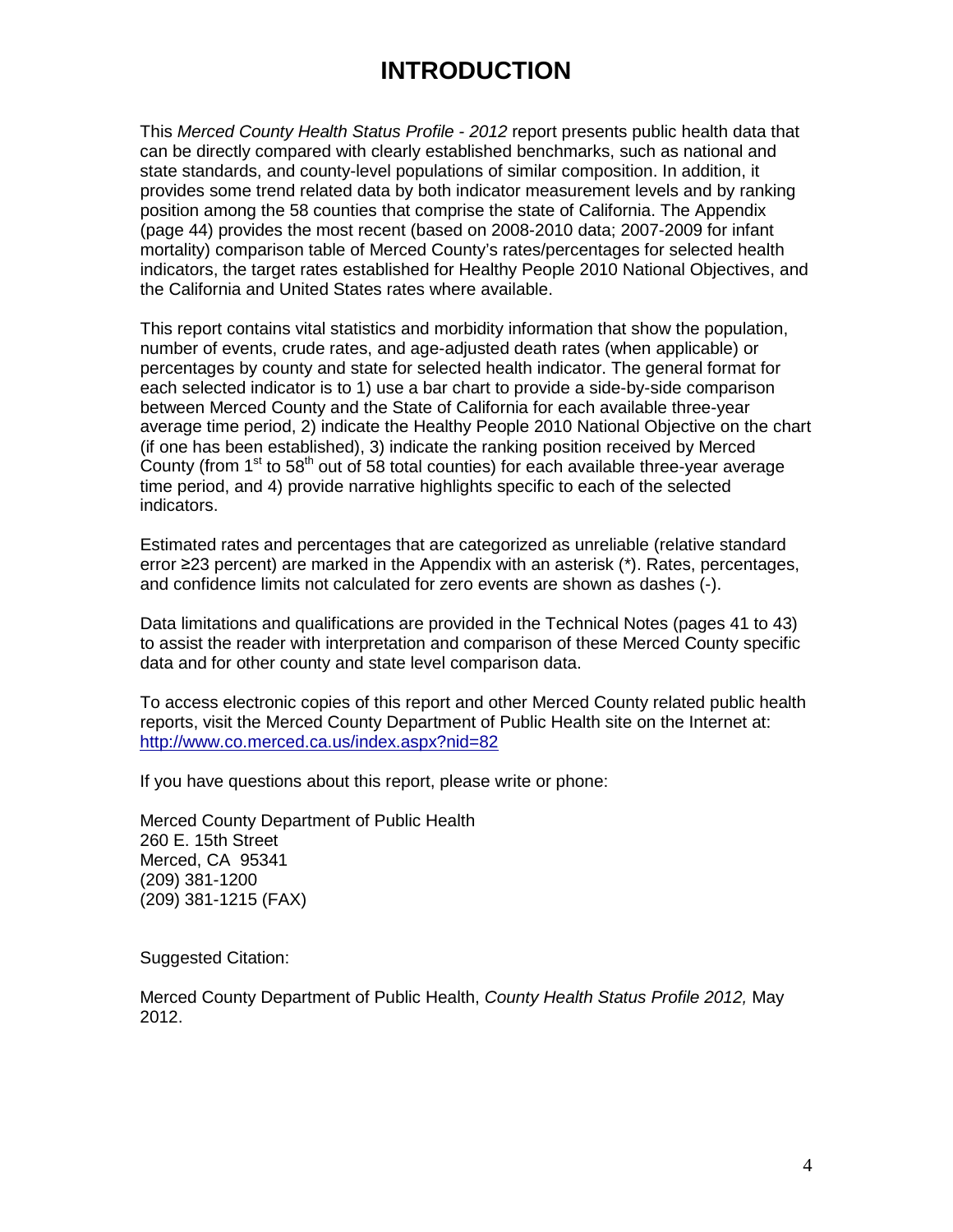# INTRODUCTION

This *Merced County Health Status Profile - 2012* report presents public health data that can be directly compared with clearly established benchmarks, such as national and state standards, and county-level populations of similar composition. In addition, it provides some trend related data by both indicator measurement levels and by ranking position among the 58 counties that comprise the state of California. The Appendix (page 44) provides the most recent (based on 2008-2010 data; 2007-2009 for infant mortality) comparison table of Merced County's rates/percentages for selected health indicators, the target rates established for Healthy People 2010 National Objectives, and the California and United States rates where available.

This report contains vital statistics and morbidity information that show the population, number of events, crude rates, and age-adjusted death rates (when applicable) or percentages by county and state for selected health indicator. The general format for each selected indicator is to 1) use a bar chart to provide a side-by-side comparison between Merced County and the State of California for each available three-year average time period, 2) indicate the Healthy People 2010 National Objective on the chart (if one has been established), 3) indicate the ranking position received by Merced County (from 1st to 58th out of 58 total counties) for each available three-year average time period, and 4) provide narrative highlights specific to each of the selected indicators.

Estimated rates and percentages that are categorized as unreliable (relative standard error ≥23 percent) are marked in the Appendix with an asterisk (*). Rates, percentages, and confidence limits not calculated for zero events are shown as dashes (-).

Data limitations and qualifications are provided in the Technical Notes (pages 41 to 43) to assist the reader with interpretation and comparison of these Merced County specific data and for other county and state level comparison data.

To access electronic copies of this report and other Merced County related public health reports, visit the Merced County Department of Public Health site on the Internet at: http://www.co.merced.ca.us/index.aspx?nid=82

If you have questions about this report, please write or phone:

Merced County Department of Public Health
260 E. 15th Street
Merced, CA 95341
(209) 381-1200
(209) 381-1215 (FAX)

Suggested Citation:

Merced County Department of Public Health, *County Health Status Profile 2012,* May 2012.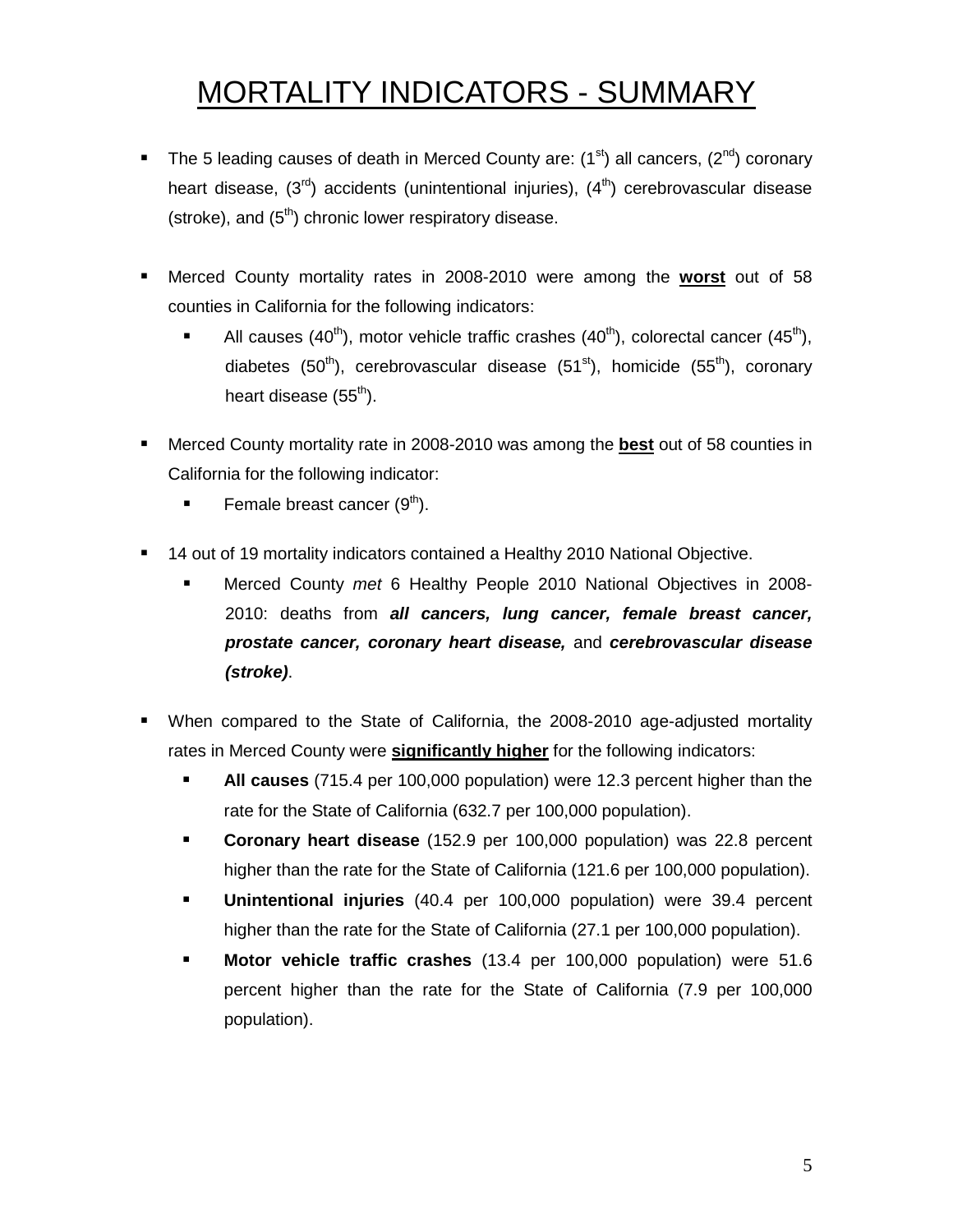# MORTALITY INDICATORS - SUMMARY

- The 5 leading causes of death in Merced County are: (1st) all cancers, (2nd) coronary heart disease, (3rd) accidents (unintentional injuries), (4th) cerebrovascular disease (stroke), and (5th) chronic lower respiratory disease.

- Merced County mortality rates in 2008-2010 were among the **worst** out of 58 counties in California for the following indicators:
  - All causes (40th), motor vehicle traffic crashes (40th), colorectal cancer (45th), diabetes (50th), cerebrovascular disease (51st), homicide (55th), coronary heart disease (55th).

- Merced County mortality rate in 2008-2010 was among the **best** out of 58 counties in California for the following indicator:
  - Female breast cancer (9th).

- 14 out of 19 mortality indicators contained a Healthy 2010 National Objective.
  - Merced County *met* 6 Healthy People 2010 National Objectives in 2008-2010: deaths from ***all cancers, lung cancer, female breast cancer, prostate cancer, coronary heart disease,*** and ***cerebrovascular disease (stroke)***.

- When compared to the State of California, the 2008-2010 age-adjusted mortality rates in Merced County were **significantly higher** for the following indicators:
  - **All causes** (715.4 per 100,000 population) were 12.3 percent higher than the rate for the State of California (632.7 per 100,000 population).
  - **Coronary heart disease** (152.9 per 100,000 population) was 22.8 percent higher than the rate for the State of California (121.6 per 100,000 population).
  - **Unintentional injuries** (40.4 per 100,000 population) were 39.4 percent higher than the rate for the State of California (27.1 per 100,000 population).
  - **Motor vehicle traffic crashes** (13.4 per 100,000 population) were 51.6 percent higher than the rate for the State of California (7.9 per 100,000 population).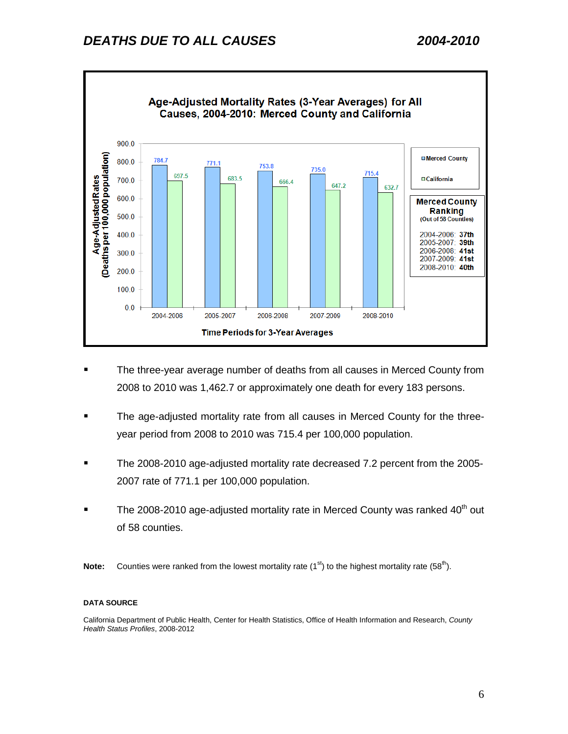# DEATHS DUE TO ALL CAUSES 2004-2010

**Age-Adjusted Mortality Rates (3-Year Averages) for All Causes, 2004-2010: Merced County and California**

| Time Periods for 3-Year Averages | Merced County | California |
|---|---|---|
| 2004-2006 | 784.7 | 697.5 |
| 2005-2007 | 771.1 | 683.5 |
| 2006-2008 | 753.8 | 666.4 |
| 2007-2009 | 735.0 | 647.2 |
| 2008-2010 | 715.4 | 632.7 |

Age-Adjusted Rates (Deaths per 100,000 population)

**Merced County Ranking** (Out of 58 Counties)

| Period | Rank |
|---|---|
| 2004-2006 | **37th** |
| 2005-2007 | **39th** |
| 2006-2008 | **41st** |
| 2007-2009 | **41st** |
| 2008-2010 | **40th** |

- The three-year average number of deaths from all causes in Merced County from 2008 to 2010 was 1,462.7 or approximately one death for every 183 persons.
- The age-adjusted mortality rate from all causes in Merced County for the three-year period from 2008 to 2010 was 715.4 per 100,000 population.
- The 2008-2010 age-adjusted mortality rate decreased 7.2 percent from the 2005-2007 rate of 771.1 per 100,000 population.
- The 2008-2010 age-adjusted mortality rate in Merced County was ranked 40th out of 58 counties.

**Note:** Counties were ranked from the lowest mortality rate (1st) to the highest mortality rate (58th).

**DATA SOURCE**

California Department of Public Health, Center for Health Statistics, Office of Health Information and Research, *County Health Status Profiles*, 2008-2012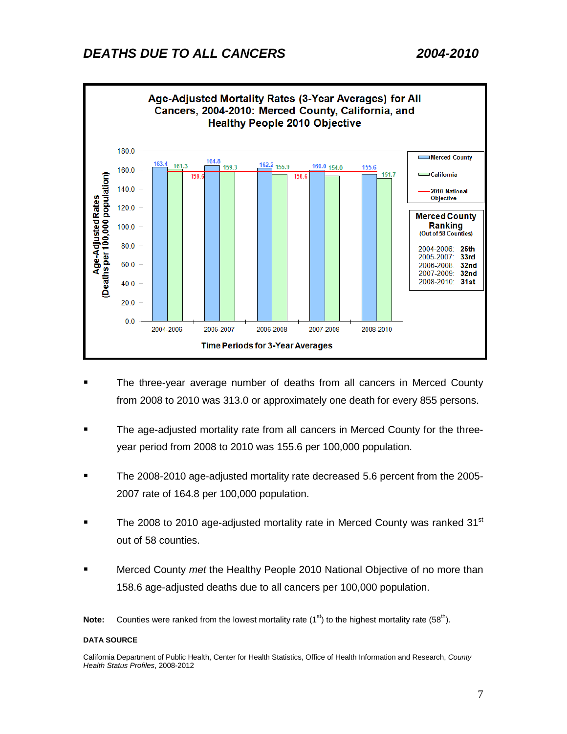# DEATHS DUE TO ALL CANCERS 2004-2010

**Age-Adjusted Mortality Rates (3-Year Averages) for All Cancers, 2004-2010: Merced County, California, and Healthy People 2010 Objective**

| Time Periods for 3-Year Averages | Merced County | California | 2010 National Objective |
|---|---|---|---|
| 2004-2006 | 163.4 | 161.3 | 158.6 |
| 2005-2007 | 164.8 | 159.3 | 158.6 |
| 2006-2008 | 162.2 | 155.9 | 158.6 |
| 2007-2009 | 160.0 | 154.0 | 158.6 |
| 2008-2010 | 155.6 | 151.7 | 158.6 |

Age-Adjusted Rates (Deaths per 100,000 population)

**Merced County Ranking** (Out of 58 Counties)

| Period | Ranking |
|---|---|
| 2004-2006: | **25th** |
| 2005-2007: | **33rd** |
| 2006-2008: | **32nd** |
| 2007-2009: | **32nd** |
| 2008-2010: | **31st** |

- The three-year average number of deaths from all cancers in Merced County from 2008 to 2010 was 313.0 or approximately one death for every 855 persons.
- The age-adjusted mortality rate from all cancers in Merced County for the three-year period from 2008 to 2010 was 155.6 per 100,000 population.
- The 2008-2010 age-adjusted mortality rate decreased 5.6 percent from the 2005-2007 rate of 164.8 per 100,000 population.
- The 2008 to 2010 age-adjusted mortality rate in Merced County was ranked 31st out of 58 counties.
- Merced County *met* the Healthy People 2010 National Objective of no more than 158.6 age-adjusted deaths due to all cancers per 100,000 population.

**Note:** Counties were ranked from the lowest mortality rate (1st) to the highest mortality rate (58th).

**DATA SOURCE**

California Department of Public Health, Center for Health Statistics, Office of Health Information and Research, *County Health Status Profiles*, 2008-2012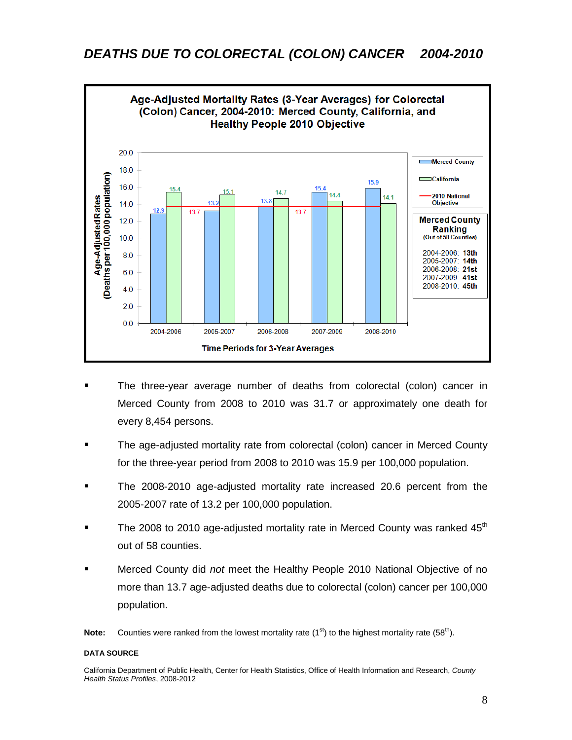# *DEATHS DUE TO COLORECTAL (COLON) CANCER 2004-2010*

**Age-Adjusted Mortality Rates (3-Year Averages) for Colorectal (Colon) Cancer, 2004-2010: Merced County, California, and Healthy People 2010 Objective**

| Time Periods for 3-Year Averages | Merced County | California | 2010 National Objective |
|---|---|---|---|
| 2004-2006 | 12.9 | 15.4 | 13.7 |
| 2005-2007 | 13.2 | 15.1 | 13.7 |
| 2006-2008 | 13.8 | 14.7 | 13.7 |
| 2007-2009 | 15.4 | 14.4 | 13.7 |
| 2008-2010 | 15.9 | 14.1 | 13.7 |

Age-Adjusted Rates (Deaths per 100,000 population)

**Merced County Ranking**
(Out of 58 Counties)

- 2004-2006: **13th**
- 2005-2007: **14th**
- 2006-2008: **21st**
- 2007-2009: **41st**
- 2008-2010: **45th**

- The three-year average number of deaths from colorectal (colon) cancer in Merced County from 2008 to 2010 was 31.7 or approximately one death for every 8,454 persons.
- The age-adjusted mortality rate from colorectal (colon) cancer in Merced County for the three-year period from 2008 to 2010 was 15.9 per 100,000 population.
- The 2008-2010 age-adjusted mortality rate increased 20.6 percent from the 2005-2007 rate of 13.2 per 100,000 population.
- The 2008 to 2010 age-adjusted mortality rate in Merced County was ranked 45th out of 58 counties.
- Merced County did *not* meet the Healthy People 2010 National Objective of no more than 13.7 age-adjusted deaths due to colorectal (colon) cancer per 100,000 population.

**Note:** Counties were ranked from the lowest mortality rate (1st) to the highest mortality rate (58th).

**DATA SOURCE**

California Department of Public Health, Center for Health Statistics, Office of Health Information and Research, *County Health Status Profiles*, 2008-2012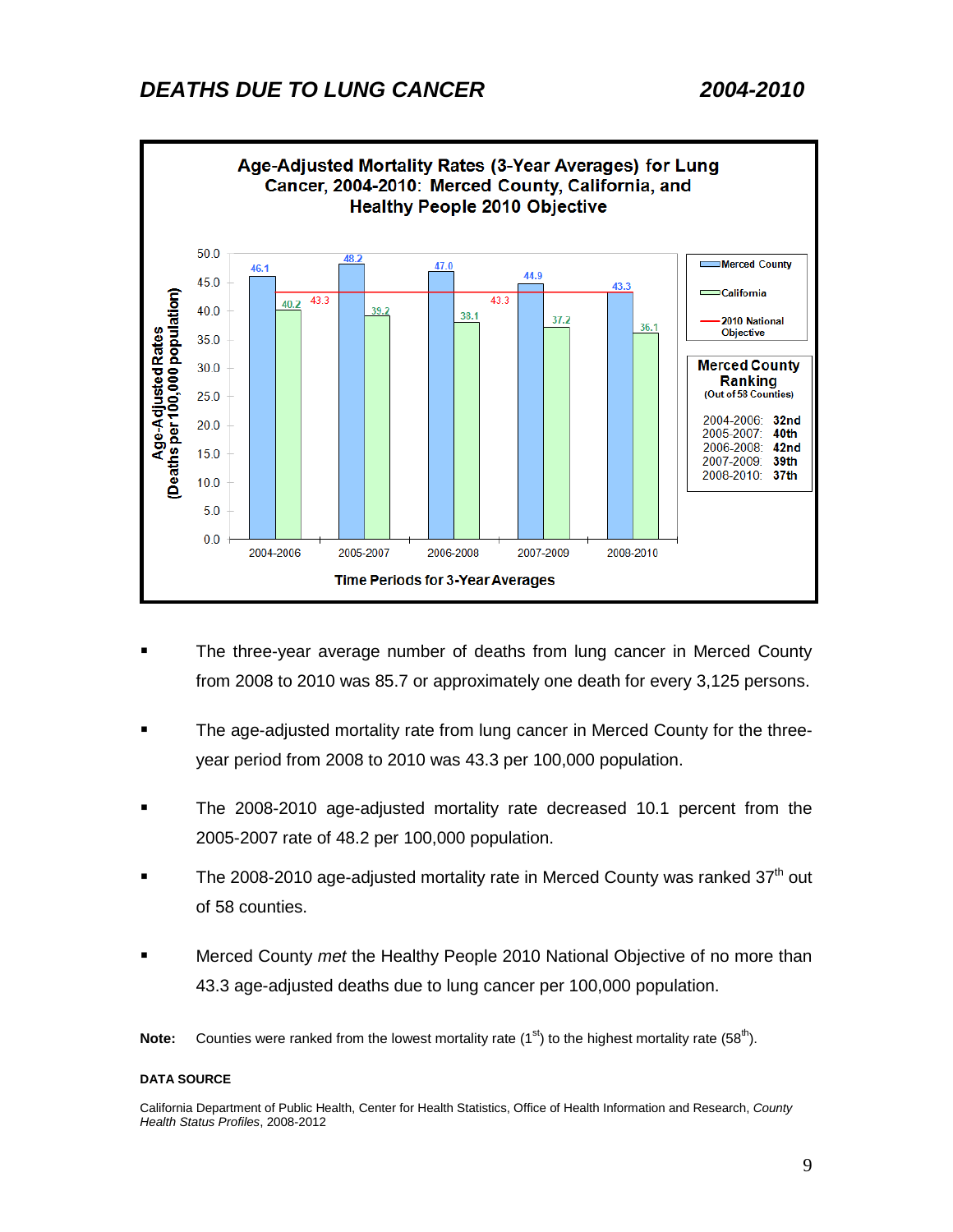# DEATHS DUE TO LUNG CANCER 2004-2010

**Age-Adjusted Mortality Rates (3-Year Averages) for Lung Cancer, 2004-2010: Merced County, California, and Healthy People 2010 Objective**

| Time Periods for 3-Year Averages | Merced County | California | 2010 National Objective |
|---|---|---|---|
| 2004-2006 | 46.1 | 40.2 | 43.3 |
| 2005-2007 | 48.2 | 39.2 | 43.3 |
| 2006-2008 | 47.0 | 38.1 | 43.3 |
| 2007-2009 | 44.9 | 37.2 | 43.3 |
| 2008-2010 | 43.3 | 36.1 | 43.3 |

Age-Adjusted Rates (Deaths per 100,000 population)

**Merced County Ranking**
(Out of 58 Counties)

| Period | Ranking |
|---|---|
| 2004-2006: | **32nd** |
| 2005-2007: | **40th** |
| 2006-2008: | **42nd** |
| 2007-2009: | **39th** |
| 2008-2010: | **37th** |

- The three-year average number of deaths from lung cancer in Merced County from 2008 to 2010 was 85.7 or approximately one death for every 3,125 persons.
- The age-adjusted mortality rate from lung cancer in Merced County for the three-year period from 2008 to 2010 was 43.3 per 100,000 population.
- The 2008-2010 age-adjusted mortality rate decreased 10.1 percent from the 2005-2007 rate of 48.2 per 100,000 population.
- The 2008-2010 age-adjusted mortality rate in Merced County was ranked 37th out of 58 counties.
- Merced County *met* the Healthy People 2010 National Objective of no more than 43.3 age-adjusted deaths due to lung cancer per 100,000 population.

**Note:** Counties were ranked from the lowest mortality rate (1st) to the highest mortality rate (58th).

**DATA SOURCE**

California Department of Public Health, Center for Health Statistics, Office of Health Information and Research, *County Health Status Profiles*, 2008-2012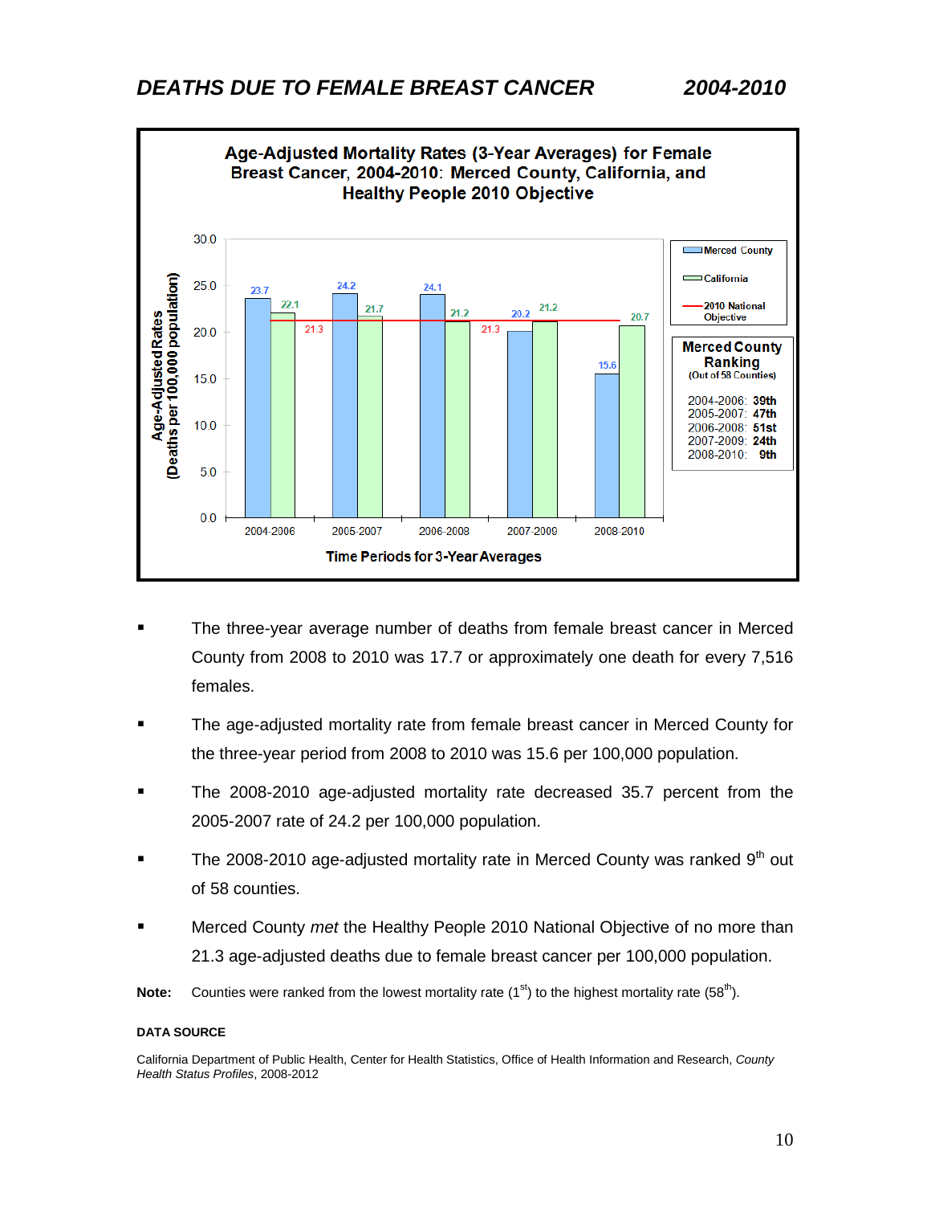# DEATHS DUE TO FEMALE BREAST CANCER 2004-2010

**Age-Adjusted Mortality Rates (3-Year Averages) for Female Breast Cancer, 2004-2010: Merced County, California, and Healthy People 2010 Objective**

| Time Periods for 3-Year Averages | Merced County | California | 2010 National Objective |
|---|---|---|---|
| 2004-2006 | 23.7 | 22.1 | 21.3 |
| 2005-2007 | 24.2 | 21.7 | 21.3 |
| 2006-2008 | 24.1 | 21.2 | 21.3 |
| 2007-2009 | 20.2 | 21.2 | 21.3 |
| 2008-2010 | 15.6 | 20.7 | 21.3 |

Age-Adjusted Rates (Deaths per 100,000 population)

**Merced County Ranking** (Out of 58 Counties)

- 2004-2006: **39th**
- 2005-2007: **47th**
- 2006-2008: **51st**
- 2007-2009: **24th**
- 2008-2010: **9th**

- The three-year average number of deaths from female breast cancer in Merced County from 2008 to 2010 was 17.7 or approximately one death for every 7,516 females.
- The age-adjusted mortality rate from female breast cancer in Merced County for the three-year period from 2008 to 2010 was 15.6 per 100,000 population.
- The 2008-2010 age-adjusted mortality rate decreased 35.7 percent from the 2005-2007 rate of 24.2 per 100,000 population.
- The 2008-2010 age-adjusted mortality rate in Merced County was ranked 9th out of 58 counties.
- Merced County *met* the Healthy People 2010 National Objective of no more than 21.3 age-adjusted deaths due to female breast cancer per 100,000 population.

**Note:** Counties were ranked from the lowest mortality rate (1st) to the highest mortality rate (58th).

**DATA SOURCE**

California Department of Public Health, Center for Health Statistics, Office of Health Information and Research, *County Health Status Profiles*, 2008-2012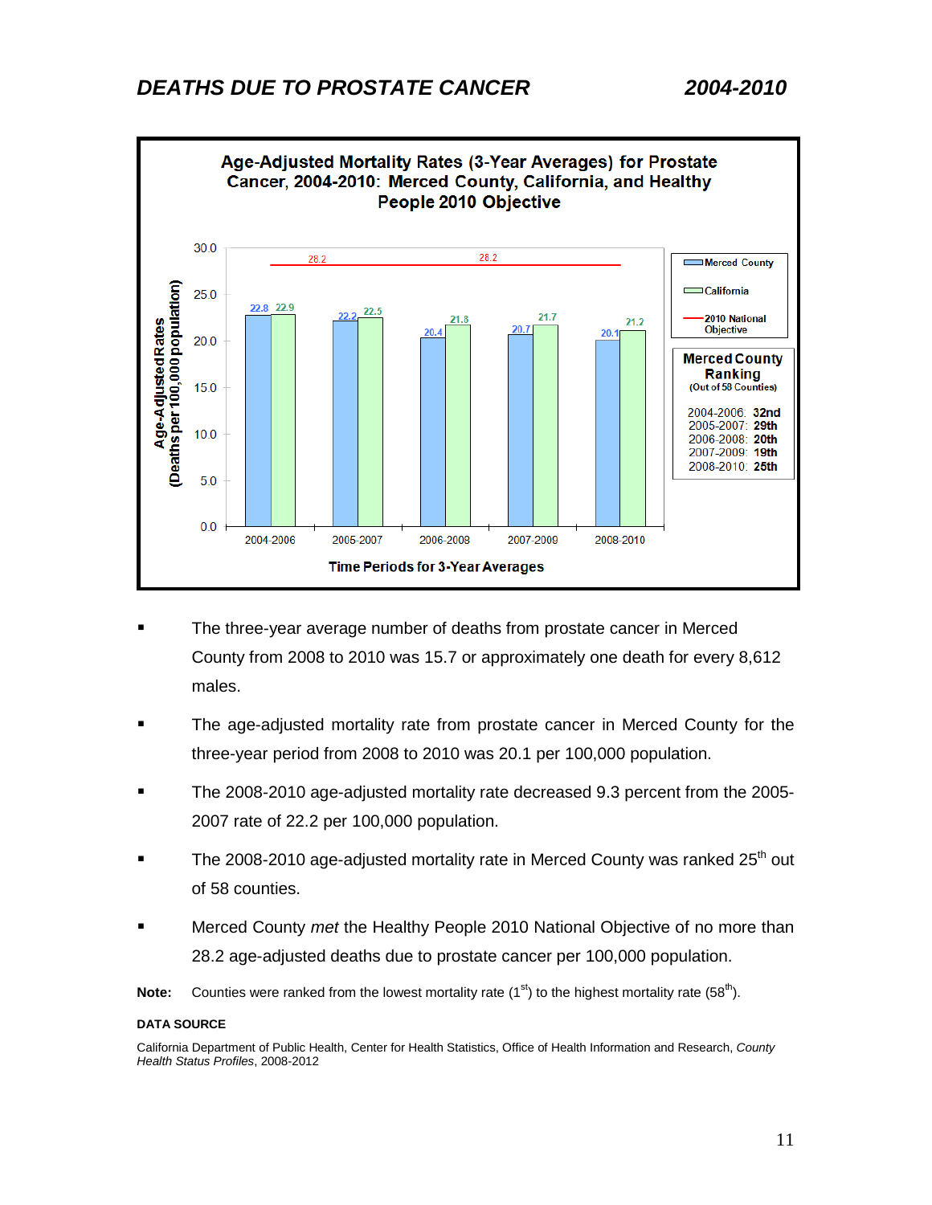## *DEATHS DUE TO PROSTATE CANCER* *2004-2010*

**Age-Adjusted Mortality Rates (3-Year Averages) for Prostate Cancer, 2004-2010: Merced County, California, and Healthy People 2010 Objective**

| Time Periods for 3-Year Averages | Merced County | California | 2010 National Objective |
|---|---|---|---|
| 2004-2006 | 22.8 | 22.9 | 28.2 |
| 2005-2007 | 22.2 | 22.5 | 28.2 |
| 2006-2008 | 20.4 | 21.8 | 28.2 |
| 2007-2009 | 20.7 | 21.7 | 28.2 |
| 2008-2010 | 20.1 | 21.2 | 28.2 |

**Merced County Ranking** (Out of 58 Counties)

- 2004-2006: **32nd**
- 2005-2007: **29th**
- 2006-2008: **20th**
- 2007-2009: **19th**
- 2008-2010: **25th**

- The three-year average number of deaths from prostate cancer in Merced County from 2008 to 2010 was 15.7 or approximately one death for every 8,612 males.
- The age-adjusted mortality rate from prostate cancer in Merced County for the three-year period from 2008 to 2010 was 20.1 per 100,000 population.
- The 2008-2010 age-adjusted mortality rate decreased 9.3 percent from the 2005-2007 rate of 22.2 per 100,000 population.
- The 2008-2010 age-adjusted mortality rate in Merced County was ranked 25th out of 58 counties.
- Merced County *met* the Healthy People 2010 National Objective of no more than 28.2 age-adjusted deaths due to prostate cancer per 100,000 population.

**Note:** Counties were ranked from the lowest mortality rate (1st) to the highest mortality rate (58th).

**DATA SOURCE**

California Department of Public Health, Center for Health Statistics, Office of Health Information and Research, *County Health Status Profiles*, 2008-2012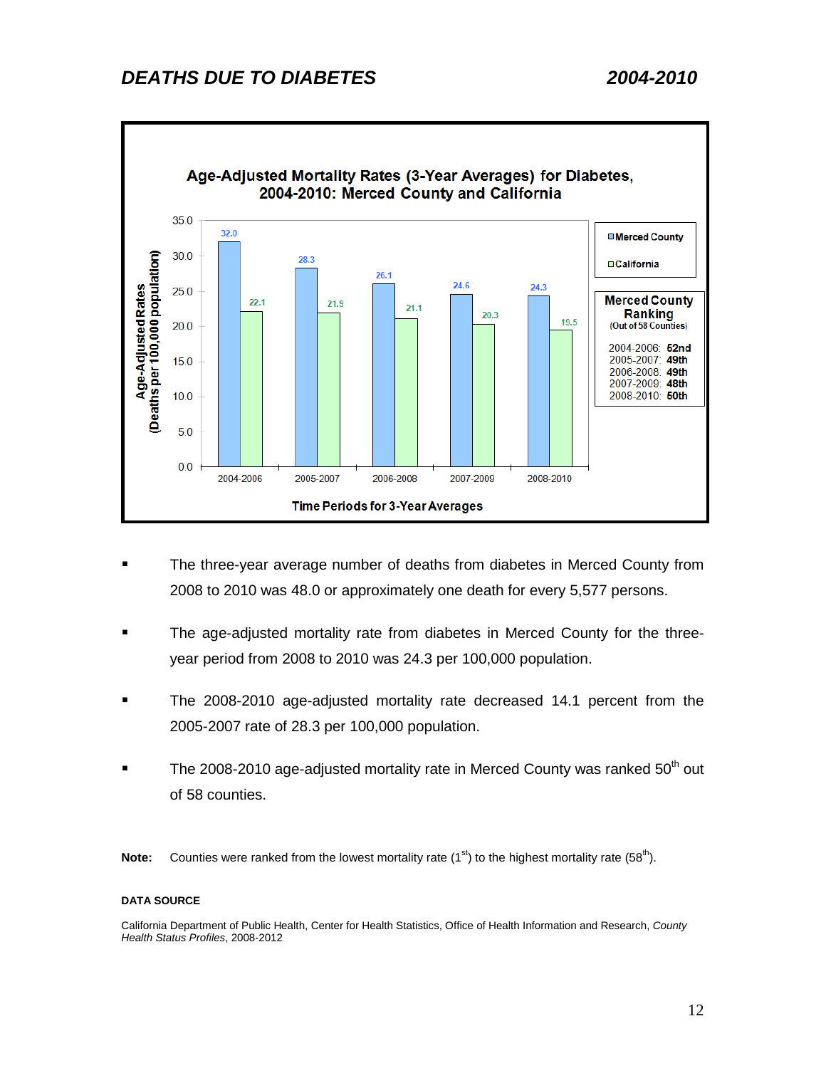## *DEATHS DUE TO DIABETES* *2004-2010*

**Age-Adjusted Mortality Rates (3-Year Averages) for Diabetes, 2004-2010: Merced County and California**

| Time Periods for 3-Year Averages | Merced County | California |
|---|---|---|
| 2004-2006 | 32.0 | 22.1 |
| 2005-2007 | 28.3 | 21.9 |
| 2006-2008 | 26.1 | 21.1 |
| 2007-2009 | 24.6 | 20.3 |
| 2008-2010 | 24.3 | 19.5 |

Age-Adjusted Rates (Deaths per 100,000 population)

**Merced County Ranking**
(Out of 58 Counties)

| Period | Ranking |
|---|---|
| 2004-2006 | **52nd** |
| 2005-2007 | **49th** |
| 2006-2008 | **49th** |
| 2007-2009 | **48th** |
| 2008-2010 | **50th** |

- The three-year average number of deaths from diabetes in Merced County from 2008 to 2010 was 48.0 or approximately one death for every 5,577 persons.
- The age-adjusted mortality rate from diabetes in Merced County for the three-year period from 2008 to 2010 was 24.3 per 100,000 population.
- The 2008-2010 age-adjusted mortality rate decreased 14.1 percent from the 2005-2007 rate of 28.3 per 100,000 population.
- The 2008-2010 age-adjusted mortality rate in Merced County was ranked 50th out of 58 counties.

**Note:** Counties were ranked from the lowest mortality rate (1st) to the highest mortality rate (58th).

**DATA SOURCE**

California Department of Public Health, Center for Health Statistics, Office of Health Information and Research, *County Health Status Profiles*, 2008-2012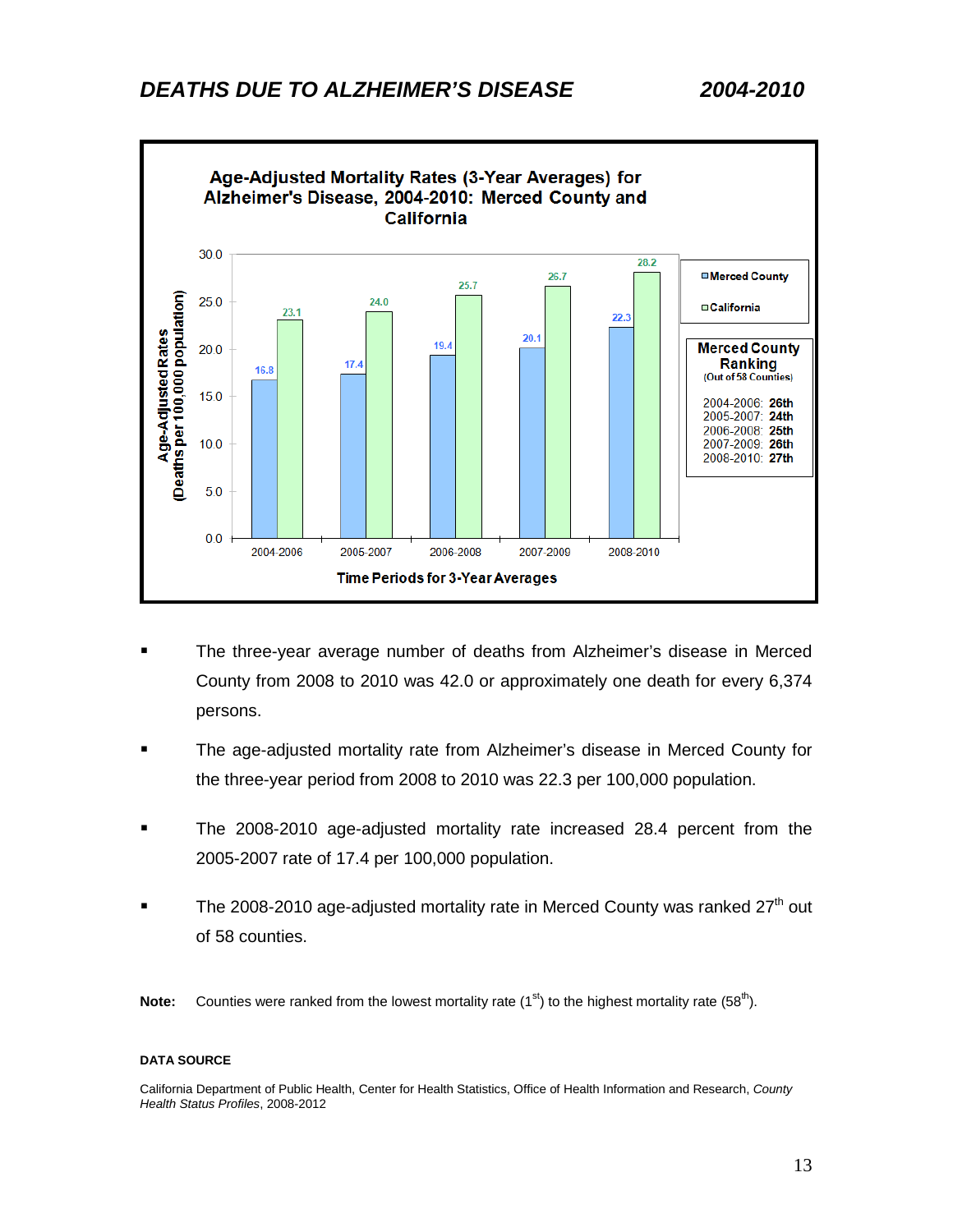# DEATHS DUE TO ALZHEIMER'S DISEASE 2004-2010

**Age-Adjusted Mortality Rates (3-Year Averages) for Alzheimer's Disease, 2004-2010: Merced County and California**

| Time Periods for 3-Year Averages | Merced County | California |
|---|---|---|
| 2004-2006 | 16.8 | 23.1 |
| 2005-2007 | 17.4 | 24.0 |
| 2006-2008 | 19.4 | 25.7 |
| 2007-2009 | 20.1 | 26.7 |
| 2008-2010 | 22.3 | 28.2 |

Age-Adjusted Rates (Deaths per 100,000 population)

**Merced County Ranking** (Out of 58 Counties)

- 2004-2006: **26th**
- 2005-2007: **24th**
- 2006-2008: **25th**
- 2007-2009: **26th**
- 2008-2010: **27th**

- The three-year average number of deaths from Alzheimer's disease in Merced County from 2008 to 2010 was 42.0 or approximately one death for every 6,374 persons.
- The age-adjusted mortality rate from Alzheimer's disease in Merced County for the three-year period from 2008 to 2010 was 22.3 per 100,000 population.
- The 2008-2010 age-adjusted mortality rate increased 28.4 percent from the 2005-2007 rate of 17.4 per 100,000 population.
- The 2008-2010 age-adjusted mortality rate in Merced County was ranked 27th out of 58 counties.

**Note:** Counties were ranked from the lowest mortality rate (1st) to the highest mortality rate (58th).

**DATA SOURCE**

California Department of Public Health, Center for Health Statistics, Office of Health Information and Research, *County Health Status Profiles*, 2008-2012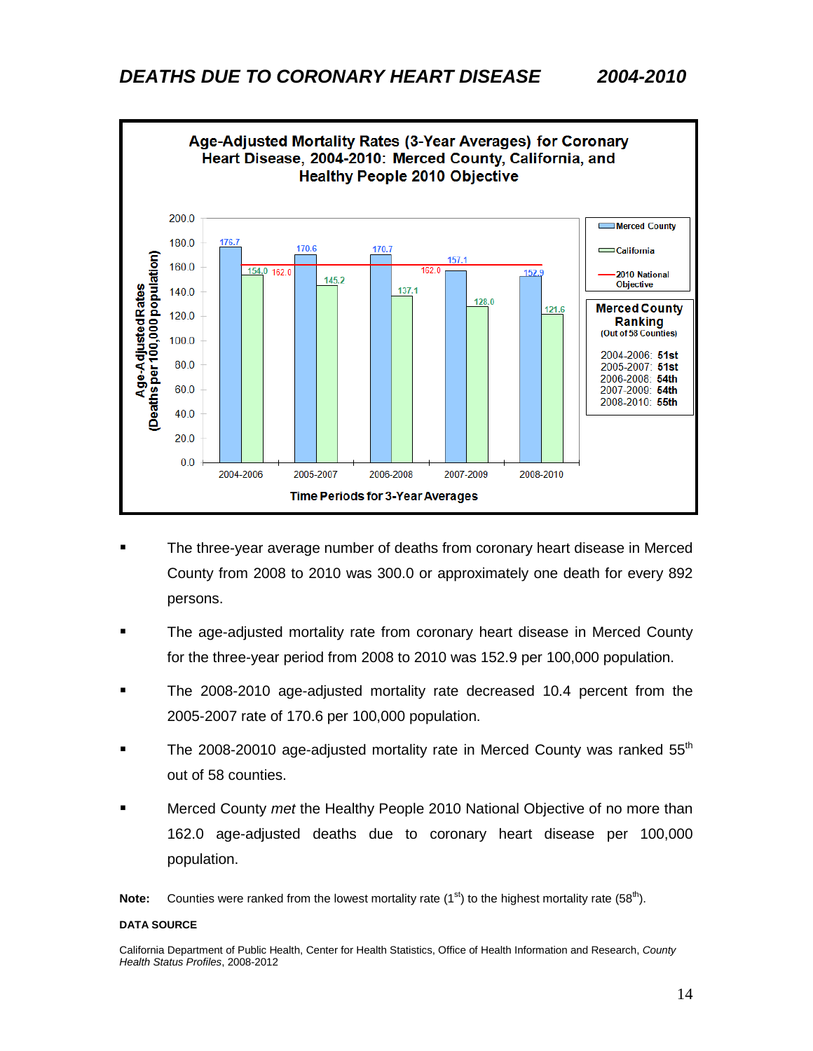# DEATHS DUE TO CORONARY HEART DISEASE 2004-2010

**Age-Adjusted Mortality Rates (3-Year Averages) for Coronary Heart Disease, 2004-2010: Merced County, California, and Healthy People 2010 Objective**

| Time Periods for 3-Year Averages | Merced County | California | 2010 National Objective |
|---|---|---|---|
| 2004-2006 | 176.7 | 154.0 | 162.0 |
| 2005-2007 | 170.6 | 145.2 | 162.0 |
| 2006-2008 | 170.7 | 137.1 | 162.0 |
| 2007-2009 | 157.1 | 128.0 | 162.0 |
| 2008-2010 | 152.9 | 121.6 | 162.0 |

Age-Adjusted Rates (Deaths per 100,000 population)

**Merced County Ranking**
(Out of 58 Counties)

| Period | Ranking |
|---|---|
| 2004-2006 | **51st** |
| 2005-2007 | **51st** |
| 2006-2008 | **54th** |
| 2007-2009 | **54th** |
| 2008-2010 | **55th** |

- The three-year average number of deaths from coronary heart disease in Merced County from 2008 to 2010 was 300.0 or approximately one death for every 892 persons.
- The age-adjusted mortality rate from coronary heart disease in Merced County for the three-year period from 2008 to 2010 was 152.9 per 100,000 population.
- The 2008-2010 age-adjusted mortality rate decreased 10.4 percent from the 2005-2007 rate of 170.6 per 100,000 population.
- The 2008-20010 age-adjusted mortality rate in Merced County was ranked 55th out of 58 counties.
- Merced County *met* the Healthy People 2010 National Objective of no more than 162.0 age-adjusted deaths due to coronary heart disease per 100,000 population.

**Note:** Counties were ranked from the lowest mortality rate (1st) to the highest mortality rate (58th).

**DATA SOURCE**

California Department of Public Health, Center for Health Statistics, Office of Health Information and Research, *County Health Status Profiles*, 2008-2012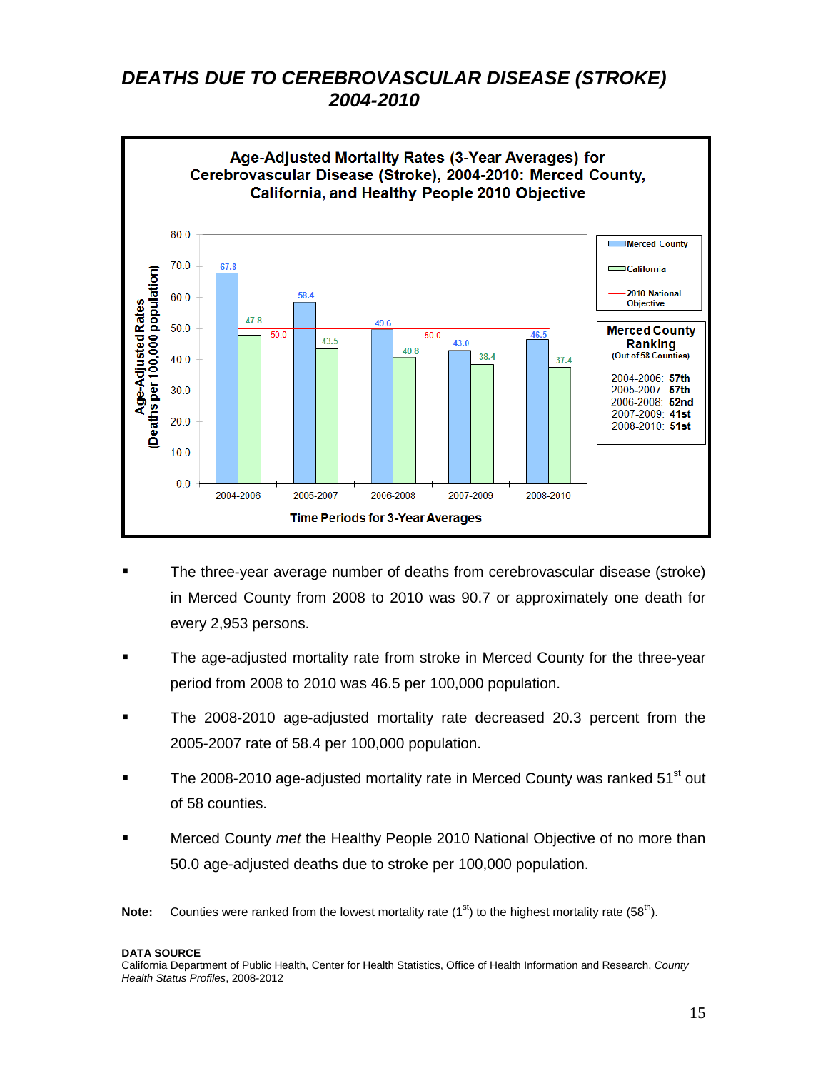# DEATHS DUE TO CEREBROVASCULAR DISEASE (STROKE) 2004-2010

**Age-Adjusted Mortality Rates (3-Year Averages) for Cerebrovascular Disease (Stroke), 2004-2010: Merced County, California, and Healthy People 2010 Objective**

| Time Periods for 3-Year Averages | Merced County | California | 2010 National Objective |
|---|---|---|---|
| 2004-2006 | 67.8 | 47.8 | 50.0 |
| 2005-2007 | 58.4 | 43.5 | 50.0 |
| 2006-2008 | 49.6 | 40.8 | 50.0 |
| 2007-2009 | 43.0 | 38.4 | 50.0 |
| 2008-2010 | 46.5 | 37.4 | 50.0 |

Age-Adjusted Rates (Deaths per 100,000 population)

**Merced County Ranking**
(Out of 58 Counties)

| Period | Ranking |
|---|---|
| 2004-2006 | 57th |
| 2005-2007 | 57th |
| 2006-2008 | 52nd |
| 2007-2009 | 41st |
| 2008-2010 | 51st |

- The three-year average number of deaths from cerebrovascular disease (stroke) in Merced County from 2008 to 2010 was 90.7 or approximately one death for every 2,953 persons.
- The age-adjusted mortality rate from stroke in Merced County for the three-year period from 2008 to 2010 was 46.5 per 100,000 population.
- The 2008-2010 age-adjusted mortality rate decreased 20.3 percent from the 2005-2007 rate of 58.4 per 100,000 population.
- The 2008-2010 age-adjusted mortality rate in Merced County was ranked 51st out of 58 counties.
- Merced County *met* the Healthy People 2010 National Objective of no more than 50.0 age-adjusted deaths due to stroke per 100,000 population.

**Note:** Counties were ranked from the lowest mortality rate (1st) to the highest mortality rate (58th).

**DATA SOURCE**
California Department of Public Health, Center for Health Statistics, Office of Health Information and Research, *County Health Status Profiles*, 2008-2012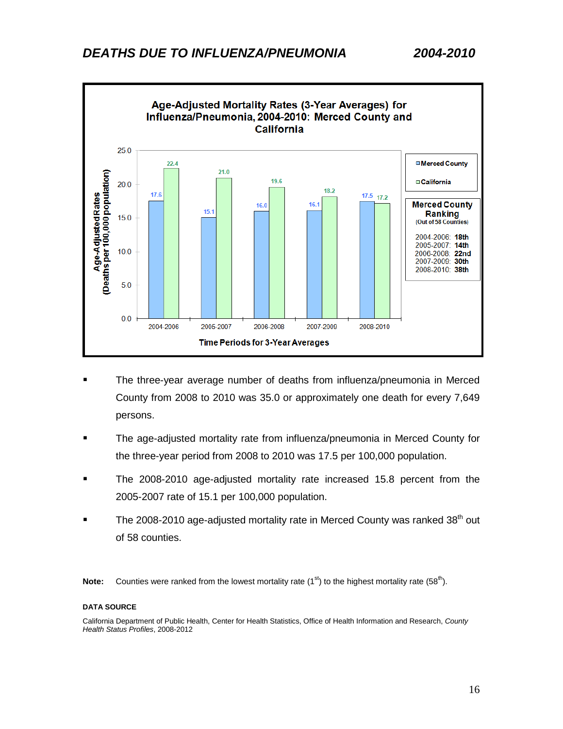# *DEATHS DUE TO INFLUENZA/PNEUMONIA 2004-2010*

**Age-Adjusted Mortality Rates (3-Year Averages) for Influenza/Pneumonia, 2004-2010: Merced County and California**

| Time Periods for 3-Year Averages | Merced County | California |
|---|---|---|
| 2004-2006 | 17.6 | 22.4 |
| 2005-2007 | 15.1 | 21.0 |
| 2006-2008 | 16.0 | 19.6 |
| 2007-2009 | 16.1 | 18.2 |
| 2008-2010 | 17.5 | 17.2 |

Age-Adjusted Rates (Deaths per 100,000 population)

**Merced County Ranking**
(Out of 58 Counties)

| Period | Ranking |
|---|---|
| 2004-2006 | **18th** |
| 2005-2007 | **14th** |
| 2006-2008 | **22nd** |
| 2007-2009 | **30th** |
| 2008-2010 | **38th** |

- The three-year average number of deaths from influenza/pneumonia in Merced County from 2008 to 2010 was 35.0 or approximately one death for every 7,649 persons.
- The age-adjusted mortality rate from influenza/pneumonia in Merced County for the three-year period from 2008 to 2010 was 17.5 per 100,000 population.
- The 2008-2010 age-adjusted mortality rate increased 15.8 percent from the 2005-2007 rate of 15.1 per 100,000 population.
- The 2008-2010 age-adjusted mortality rate in Merced County was ranked 38th out of 58 counties.

**Note:** Counties were ranked from the lowest mortality rate (1st) to the highest mortality rate (58th).

**DATA SOURCE**

California Department of Public Health, Center for Health Statistics, Office of Health Information and Research, *County Health Status Profiles*, 2008-2012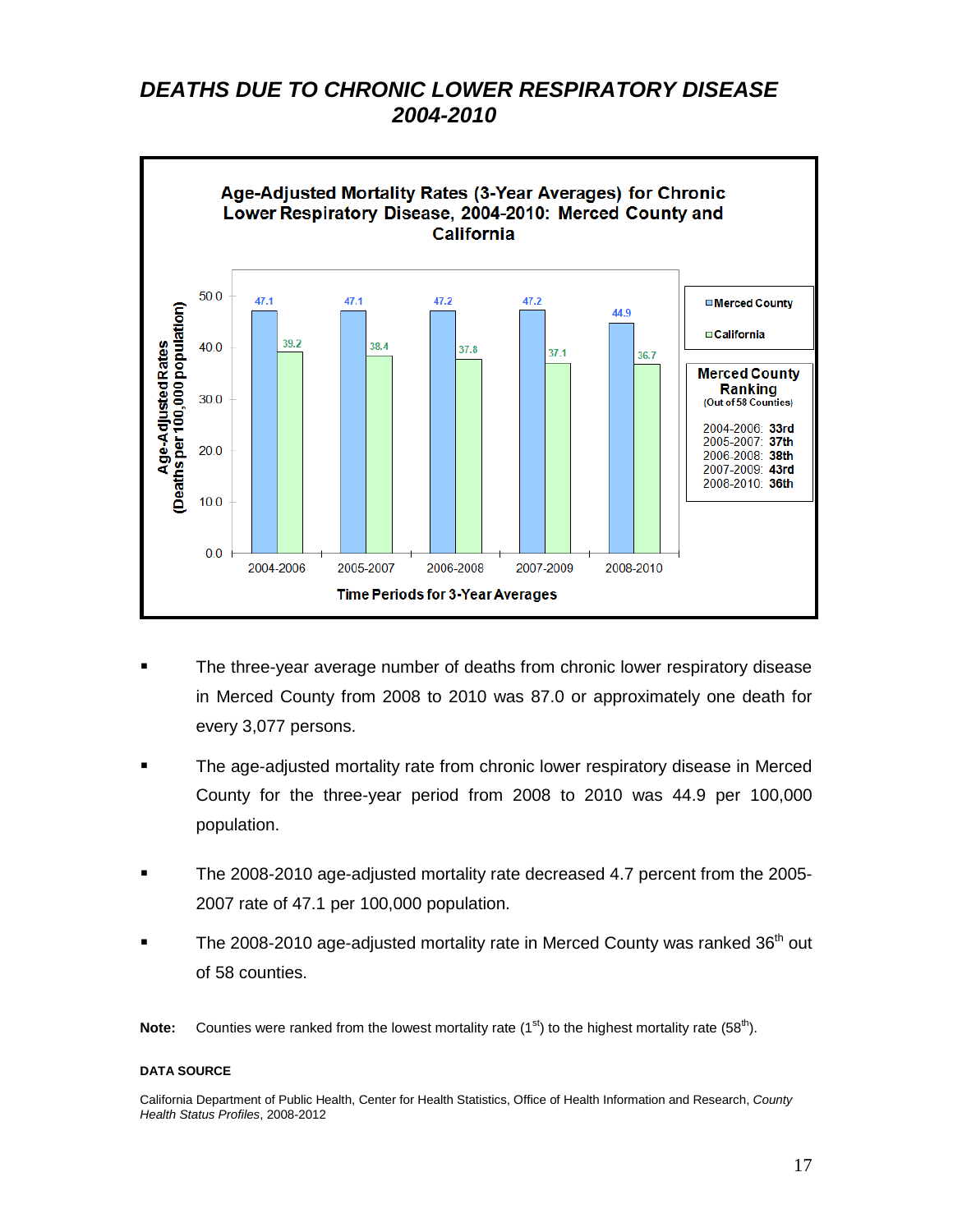# DEATHS DUE TO CHRONIC LOWER RESPIRATORY DISEASE 2004-2010

**Age-Adjusted Mortality Rates (3-Year Averages) for Chronic Lower Respiratory Disease, 2004-2010: Merced County and California**

| Time Periods for 3-Year Averages | Merced County | California |
|---|---|---|
| 2004-2006 | 47.1 | 39.2 |
| 2005-2007 | 47.1 | 38.4 |
| 2006-2008 | 47.2 | 37.8 |
| 2007-2009 | 47.2 | 37.1 |
| 2008-2010 | 44.9 | 36.7 |

Age-Adjusted Rates (Deaths per 100,000 population)

**Merced County Ranking**
(Out of 58 Counties)

2004-2006: **33rd**
2005-2007: **37th**
2006-2008: **38th**
2007-2009: **43rd**
2008-2010: **36th**

- The three-year average number of deaths from chronic lower respiratory disease in Merced County from 2008 to 2010 was 87.0 or approximately one death for every 3,077 persons.
- The age-adjusted mortality rate from chronic lower respiratory disease in Merced County for the three-year period from 2008 to 2010 was 44.9 per 100,000 population.
- The 2008-2010 age-adjusted mortality rate decreased 4.7 percent from the 2005-2007 rate of 47.1 per 100,000 population.
- The 2008-2010 age-adjusted mortality rate in Merced County was ranked 36th out of 58 counties.

**Note:** Counties were ranked from the lowest mortality rate (1st) to the highest mortality rate (58th).

**DATA SOURCE**

California Department of Public Health, Center for Health Statistics, Office of Health Information and Research, *County Health Status Profiles*, 2008-2012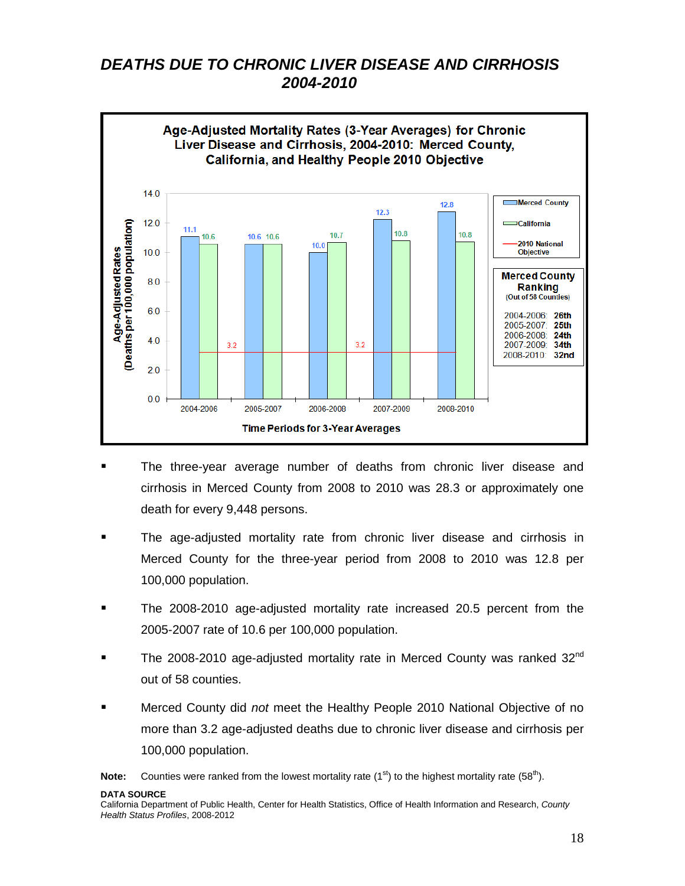# DEATHS DUE TO CHRONIC LIVER DISEASE AND CIRRHOSIS 2004-2010

**Age-Adjusted Mortality Rates (3-Year Averages) for Chronic Liver Disease and Cirrhosis, 2004-2010: Merced County, California, and Healthy People 2010 Objective**

| Time Periods for 3-Year Averages | Merced County | California | 2010 National Objective |
|---|---|---|---|
| 2004-2006 | 11.1 | 10.6 | 3.2 |
| 2005-2007 | 10.6 | 10.6 | 3.2 |
| 2006-2008 | 10.0 | 10.7 | 3.2 |
| 2007-2009 | 12.3 | 10.8 | 3.2 |
| 2008-2010 | 12.8 | 10.8 | 3.2 |

Age-Adjusted Rates (Deaths per 100,000 population)

**Merced County Ranking** (Out of 58 Counties)

| Period | Ranking |
|---|---|
| 2004-2006 | 26th |
| 2005-2007 | 25th |
| 2006-2008 | 24th |
| 2007-2009 | 34th |
| 2008-2010 | 32nd |

- The three-year average number of deaths from chronic liver disease and cirrhosis in Merced County from 2008 to 2010 was 28.3 or approximately one death for every 9,448 persons.
- The age-adjusted mortality rate from chronic liver disease and cirrhosis in Merced County for the three-year period from 2008 to 2010 was 12.8 per 100,000 population.
- The 2008-2010 age-adjusted mortality rate increased 20.5 percent from the 2005-2007 rate of 10.6 per 100,000 population.
- The 2008-2010 age-adjusted mortality rate in Merced County was ranked 32nd out of 58 counties.
- Merced County did *not* meet the Healthy People 2010 National Objective of no more than 3.2 age-adjusted deaths due to chronic liver disease and cirrhosis per 100,000 population.

**Note:** Counties were ranked from the lowest mortality rate (1st) to the highest mortality rate (58th).

**DATA SOURCE**
California Department of Public Health, Center for Health Statistics, Office of Health Information and Research, *County Health Status Profiles*, 2008-2012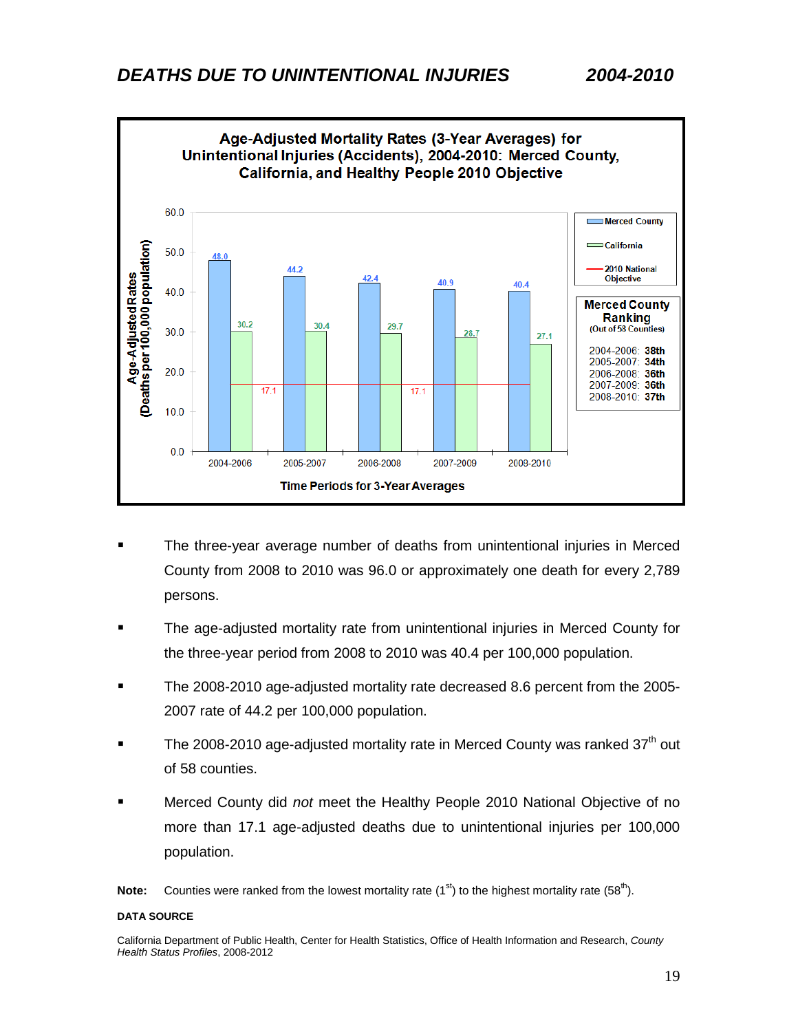## DEATHS DUE TO UNINTENTIONAL INJURIES 2004-2010

**Age-Adjusted Mortality Rates (3-Year Averages) for Unintentional Injuries (Accidents), 2004-2010: Merced County, California, and Healthy People 2010 Objective**

| Time Periods for 3-Year Averages | Merced County | California | 2010 National Objective |
|---|---|---|---|
| 2004-2006 | 48.0 | 30.2 | 17.1 |
| 2005-2007 | 44.2 | 30.4 | 17.1 |
| 2006-2008 | 42.4 | 29.7 | 17.1 |
| 2007-2009 | 40.9 | 28.7 | 17.1 |
| 2008-2010 | 40.4 | 27.1 | 17.1 |

Age-Adjusted Rates (Deaths per 100,000 population)

**Merced County Ranking** (Out of 58 Counties)

- 2004-2006: **38th**
- 2005-2007: **34th**
- 2006-2008: **36th**
- 2007-2009: **36th**
- 2008-2010: **37th**

- The three-year average number of deaths from unintentional injuries in Merced County from 2008 to 2010 was 96.0 or approximately one death for every 2,789 persons.
- The age-adjusted mortality rate from unintentional injuries in Merced County for the three-year period from 2008 to 2010 was 40.4 per 100,000 population.
- The 2008-2010 age-adjusted mortality rate decreased 8.6 percent from the 2005-2007 rate of 44.2 per 100,000 population.
- The 2008-2010 age-adjusted mortality rate in Merced County was ranked 37th out of 58 counties.
- Merced County did *not* meet the Healthy People 2010 National Objective of no more than 17.1 age-adjusted deaths due to unintentional injuries per 100,000 population.

**Note:** Counties were ranked from the lowest mortality rate (1st) to the highest mortality rate (58th).

**DATA SOURCE**

California Department of Public Health, Center for Health Statistics, Office of Health Information and Research, *County Health Status Profiles*, 2008-2012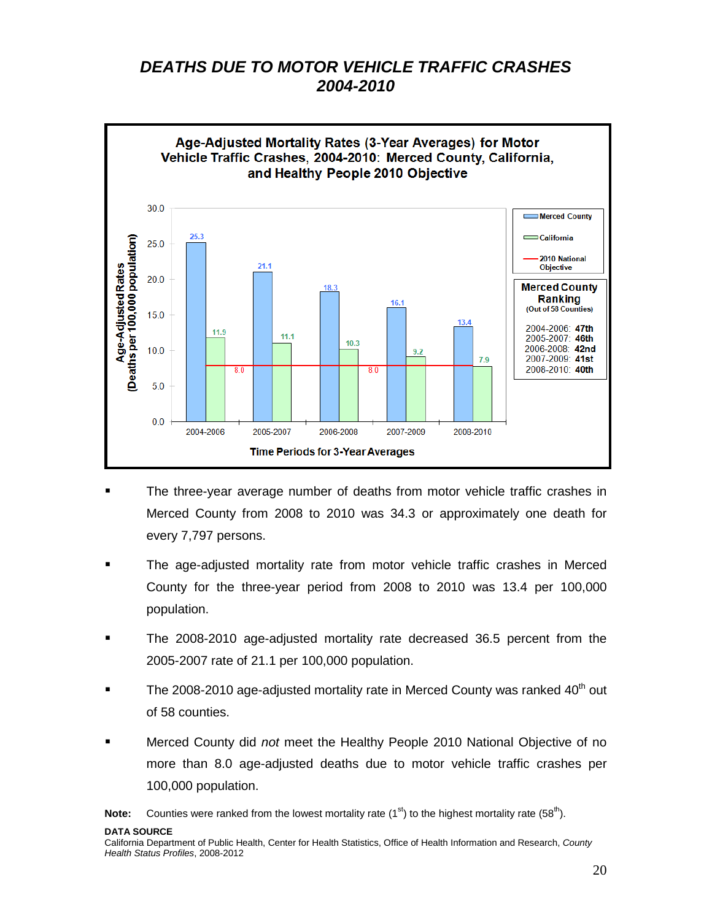# *DEATHS DUE TO MOTOR VEHICLE TRAFFIC CRASHES 2004-2010*

**Age-Adjusted Mortality Rates (3-Year Averages) for Motor Vehicle Traffic Crashes, 2004-2010: Merced County, California, and Healthy People 2010 Objective**

| Time Periods for 3-Year Averages | Merced County | California | 2010 National Objective |
|---|---|---|---|
| 2004-2006 | 25.3 | 11.9 | 8.0 |
| 2005-2007 | 21.1 | 11.1 | 8.0 |
| 2006-2008 | 18.3 | 10.3 | 8.0 |
| 2007-2009 | 16.1 | 9.2 | 8.0 |
| 2008-2010 | 13.4 | 7.9 | 8.0 |

Age-Adjusted Rates (Deaths per 100,000 population)

**Merced County Ranking** (Out of 58 Counties)

| Period | Ranking |
|---|---|
| 2004-2006 | **47th** |
| 2005-2007 | **46th** |
| 2006-2008 | **42nd** |
| 2007-2009 | **41st** |
| 2008-2010 | **40th** |

- The three-year average number of deaths from motor vehicle traffic crashes in Merced County from 2008 to 2010 was 34.3 or approximately one death for every 7,797 persons.
- The age-adjusted mortality rate from motor vehicle traffic crashes in Merced County for the three-year period from 2008 to 2010 was 13.4 per 100,000 population.
- The 2008-2010 age-adjusted mortality rate decreased 36.5 percent from the 2005-2007 rate of 21.1 per 100,000 population.
- The 2008-2010 age-adjusted mortality rate in Merced County was ranked 40th out of 58 counties.
- Merced County did *not* meet the Healthy People 2010 National Objective of no more than 8.0 age-adjusted deaths due to motor vehicle traffic crashes per 100,000 population.

**Note:** Counties were ranked from the lowest mortality rate (1st) to the highest mortality rate (58th).

**DATA SOURCE**
California Department of Public Health, Center for Health Statistics, Office of Health Information and Research, *County Health Status Profiles*, 2008-2012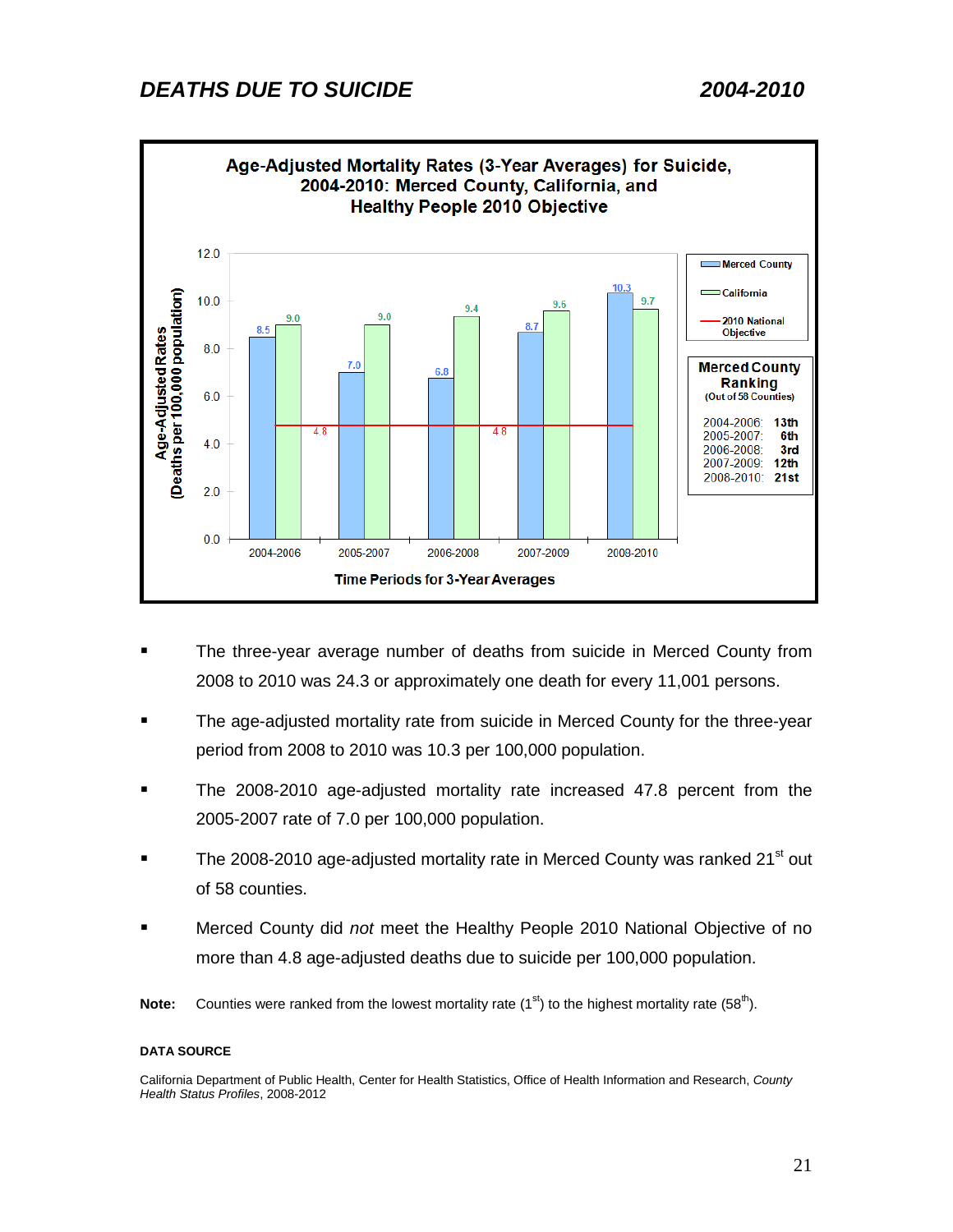## DEATHS DUE TO SUICIDE 2004-2010

**Age-Adjusted Mortality Rates (3-Year Averages) for Suicide, 2004-2010: Merced County, California, and Healthy People 2010 Objective**

| Time Periods for 3-Year Averages | Merced County | California | 2010 National Objective |
|---|---|---|---|
| 2004-2006 | 8.5 | 9.0 | 4.8 |
| 2005-2007 | 7.0 | 9.0 | 4.8 |
| 2006-2008 | 6.8 | 9.4 | 4.8 |
| 2007-2009 | 8.7 | 9.6 | 4.8 |
| 2008-2010 | 10.3 | 9.7 | 4.8 |

Age-Adjusted Rates (Deaths per 100,000 population)

**Merced County Ranking** (Out of 58 Counties)

| Period | Ranking |
|---|---|
| 2004-2006 | 13th |
| 2005-2007 | 6th |
| 2006-2008 | 3rd |
| 2007-2009 | 12th |
| 2008-2010 | 21st |

- The three-year average number of deaths from suicide in Merced County from 2008 to 2010 was 24.3 or approximately one death for every 11,001 persons.
- The age-adjusted mortality rate from suicide in Merced County for the three-year period from 2008 to 2010 was 10.3 per 100,000 population.
- The 2008-2010 age-adjusted mortality rate increased 47.8 percent from the 2005-2007 rate of 7.0 per 100,000 population.
- The 2008-2010 age-adjusted mortality rate in Merced County was ranked 21st out of 58 counties.
- Merced County did *not* meet the Healthy People 2010 National Objective of no more than 4.8 age-adjusted deaths due to suicide per 100,000 population.

**Note:** Counties were ranked from the lowest mortality rate (1st) to the highest mortality rate (58th).

**DATA SOURCE**

California Department of Public Health, Center for Health Statistics, Office of Health Information and Research, *County Health Status Profiles*, 2008-2012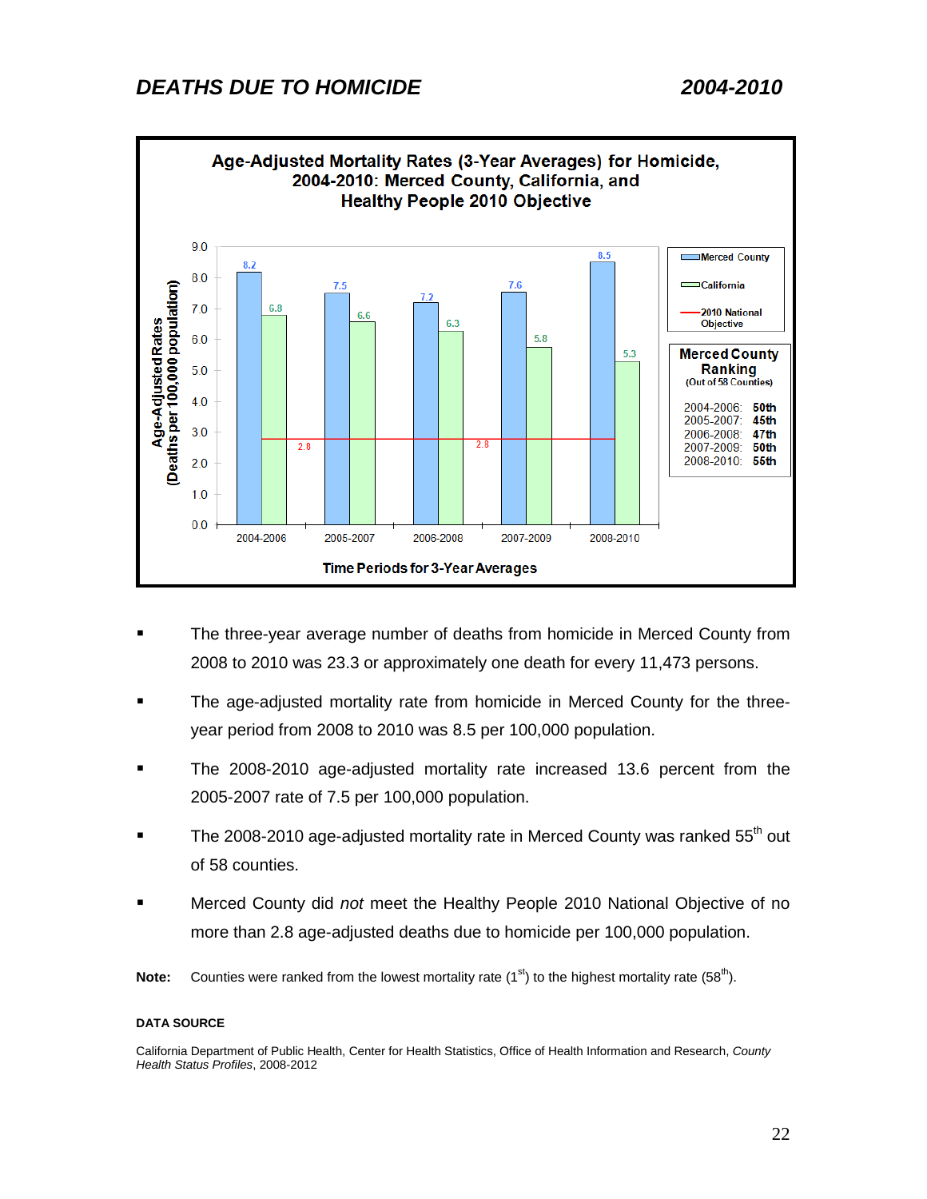# DEATHS DUE TO HOMICIDE 2004-2010

**Age-Adjusted Mortality Rates (3-Year Averages) for Homicide, 2004-2010: Merced County, California, and Healthy People 2010 Objective**

| Time Periods for 3-Year Averages | Merced County | California | 2010 National Objective |
|---|---|---|---|
| 2004-2006 | 8.2 | 6.8 | 2.8 |
| 2005-2007 | 7.5 | 6.6 | 2.8 |
| 2006-2008 | 7.2 | 6.3 | 2.8 |
| 2007-2009 | 7.6 | 5.8 | 2.8 |
| 2008-2010 | 8.5 | 5.3 | 2.8 |

Age-Adjusted Rates (Deaths per 100,000 population)

**Merced County Ranking** (Out of 58 Counties)

| Period | Ranking |
|---|---|
| 2004-2006 | **50th** |
| 2005-2007 | **45th** |
| 2006-2008 | **47th** |
| 2007-2009 | **50th** |
| 2008-2010 | **55th** |

- The three-year average number of deaths from homicide in Merced County from 2008 to 2010 was 23.3 or approximately one death for every 11,473 persons.
- The age-adjusted mortality rate from homicide in Merced County for the three-year period from 2008 to 2010 was 8.5 per 100,000 population.
- The 2008-2010 age-adjusted mortality rate increased 13.6 percent from the 2005-2007 rate of 7.5 per 100,000 population.
- The 2008-2010 age-adjusted mortality rate in Merced County was ranked 55th out of 58 counties.
- Merced County did *not* meet the Healthy People 2010 National Objective of no more than 2.8 age-adjusted deaths due to homicide per 100,000 population.

**Note:** Counties were ranked from the lowest mortality rate (1st) to the highest mortality rate (58th).

**DATA SOURCE**

California Department of Public Health, Center for Health Statistics, Office of Health Information and Research, *County Health Status Profiles*, 2008-2012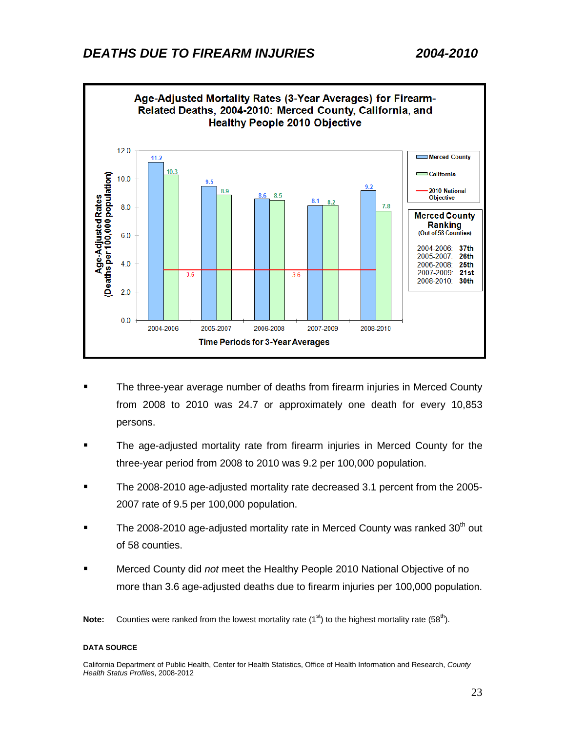# DEATHS DUE TO FIREARM INJURIES 2004-2010

**Age-Adjusted Mortality Rates (3-Year Averages) for Firearm-Related Deaths, 2004-2010: Merced County, California, and Healthy People 2010 Objective**

| Time Periods for 3-Year Averages | Merced County | California | 2010 National Objective |
|---|---|---|---|
| 2004-2006 | 11.2 | 10.3 | 3.6 |
| 2005-2007 | 9.5 | 8.9 | 3.6 |
| 2006-2008 | 8.6 | 8.5 | 3.6 |
| 2007-2009 | 8.1 | 8.2 | 3.6 |
| 2008-2010 | 9.2 | 7.8 | 3.6 |

Age-Adjusted Rates (Deaths per 100,000 population)

**Merced County Ranking** (Out of 58 Counties)

| Period | Ranking |
|---|---|
| 2004-2006 | 37th |
| 2005-2007 | 26th |
| 2006-2008 | 25th |
| 2007-2009 | 21st |
| 2008-2010 | 30th |

- The three-year average number of deaths from firearm injuries in Merced County from 2008 to 2010 was 24.7 or approximately one death for every 10,853 persons.
- The age-adjusted mortality rate from firearm injuries in Merced County for the three-year period from 2008 to 2010 was 9.2 per 100,000 population.
- The 2008-2010 age-adjusted mortality rate decreased 3.1 percent from the 2005-2007 rate of 9.5 per 100,000 population.
- The 2008-2010 age-adjusted mortality rate in Merced County was ranked 30th out of 58 counties.
- Merced County did *not* meet the Healthy People 2010 National Objective of no more than 3.6 age-adjusted deaths due to firearm injuries per 100,000 population.

**Note:** Counties were ranked from the lowest mortality rate (1st) to the highest mortality rate (58th).

**DATA SOURCE**

California Department of Public Health, Center for Health Statistics, Office of Health Information and Research, *County Health Status Profiles*, 2008-2012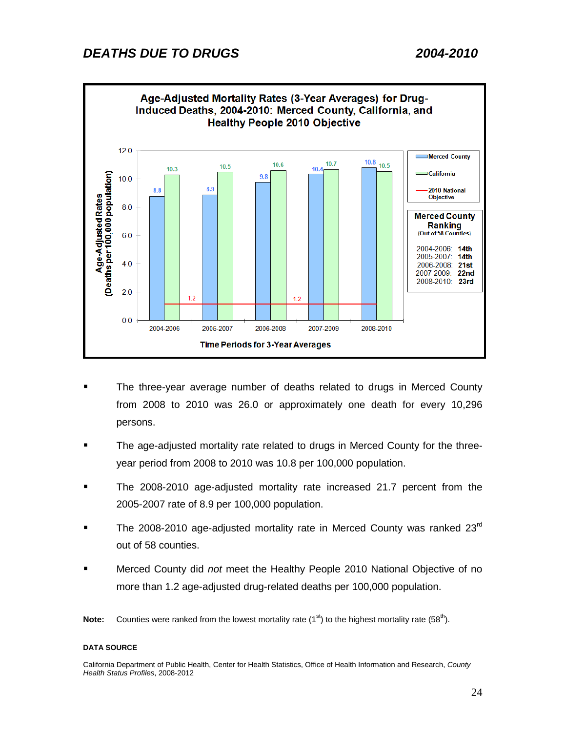## DEATHS DUE TO DRUGS 2004-2010

**Age-Adjusted Mortality Rates (3-Year Averages) for Drug-Induced Deaths, 2004-2010: Merced County, California, and Healthy People 2010 Objective**

| Time Periods for 3-Year Averages | Merced County | California | 2010 National Objective |
|---|---|---|---|
| 2004-2006 | 8.8 | 10.3 | 1.2 |
| 2005-2007 | 8.9 | 10.5 | 1.2 |
| 2006-2008 | 9.8 | 10.6 | 1.2 |
| 2007-2009 | 10.4 | 10.7 | 1.2 |
| 2008-2010 | 10.8 | 10.5 | 1.2 |

Age-Adjusted Rates (Deaths per 100,000 population)

**Merced County Ranking** (Out of 58 Counties)

| Period | Ranking |
|---|---|
| 2004-2006 | **14th** |
| 2005-2007 | **14th** |
| 2006-2008 | **21st** |
| 2007-2009 | **22nd** |
| 2008-2010 | **23rd** |

- The three-year average number of deaths related to drugs in Merced County from 2008 to 2010 was 26.0 or approximately one death for every 10,296 persons.
- The age-adjusted mortality rate related to drugs in Merced County for the three-year period from 2008 to 2010 was 10.8 per 100,000 population.
- The 2008-2010 age-adjusted mortality rate increased 21.7 percent from the 2005-2007 rate of 8.9 per 100,000 population.
- The 2008-2010 age-adjusted mortality rate in Merced County was ranked 23rd out of 58 counties.
- Merced County did *not* meet the Healthy People 2010 National Objective of no more than 1.2 age-adjusted drug-related deaths per 100,000 population.

**Note:** Counties were ranked from the lowest mortality rate (1st) to the highest mortality rate (58th).

**DATA SOURCE**

California Department of Public Health, Center for Health Statistics, Office of Health Information and Research, *County Health Status Profiles*, 2008-2012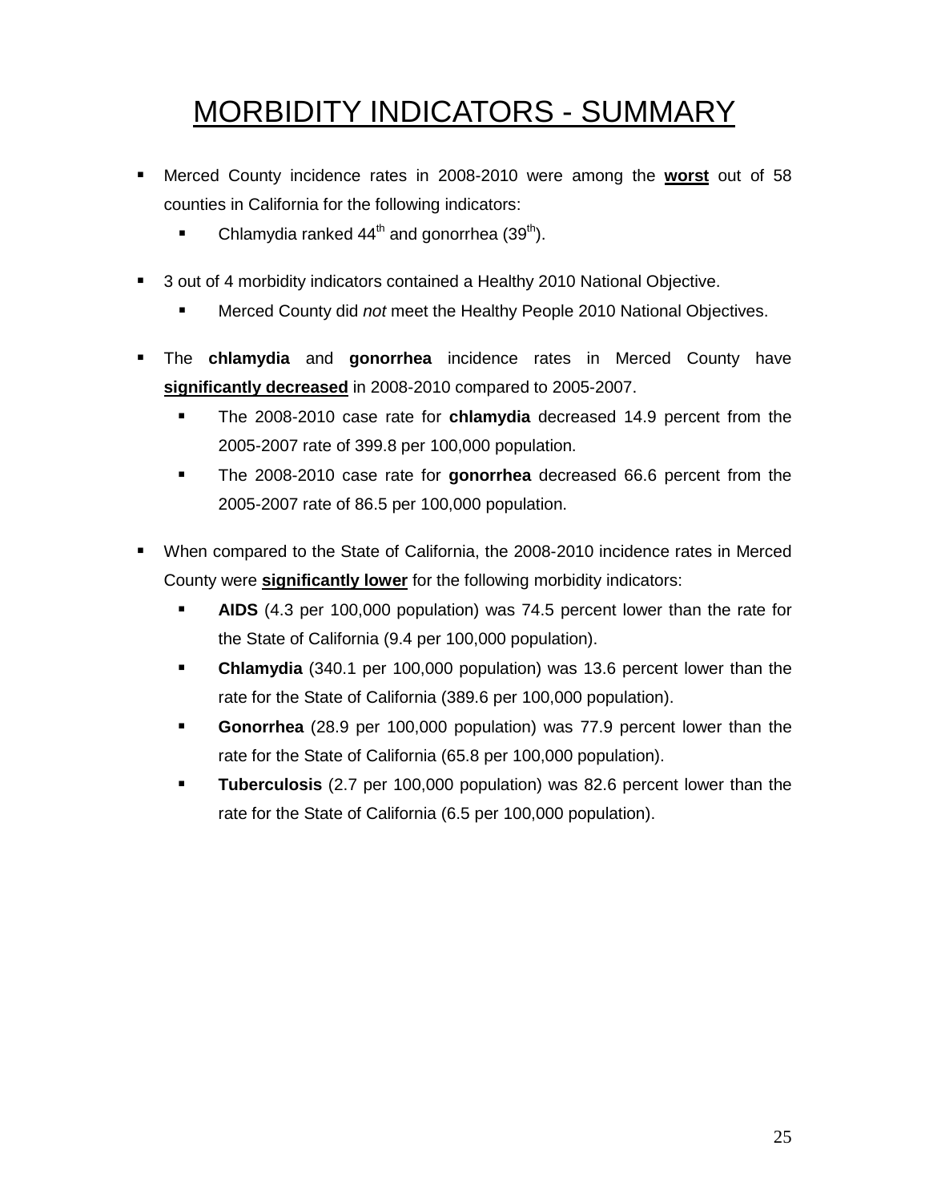# MORBIDITY INDICATORS - SUMMARY

- Merced County incidence rates in 2008-2010 were among the **worst** out of 58 counties in California for the following indicators:
  - Chlamydia ranked 44th and gonorrhea (39th).

- 3 out of 4 morbidity indicators contained a Healthy 2010 National Objective.
  - Merced County did *not* meet the Healthy People 2010 National Objectives.

- The **chlamydia** and **gonorrhea** incidence rates in Merced County have **significantly decreased** in 2008-2010 compared to 2005-2007.
  - The 2008-2010 case rate for **chlamydia** decreased 14.9 percent from the 2005-2007 rate of 399.8 per 100,000 population.
  - The 2008-2010 case rate for **gonorrhea** decreased 66.6 percent from the 2005-2007 rate of 86.5 per 100,000 population.

- When compared to the State of California, the 2008-2010 incidence rates in Merced County were **significantly lower** for the following morbidity indicators:
  - **AIDS** (4.3 per 100,000 population) was 74.5 percent lower than the rate for the State of California (9.4 per 100,000 population).
  - **Chlamydia** (340.1 per 100,000 population) was 13.6 percent lower than the rate for the State of California (389.6 per 100,000 population).
  - **Gonorrhea** (28.9 per 100,000 population) was 77.9 percent lower than the rate for the State of California (65.8 per 100,000 population).
  - **Tuberculosis** (2.7 per 100,000 population) was 82.6 percent lower than the rate for the State of California (6.5 per 100,000 population).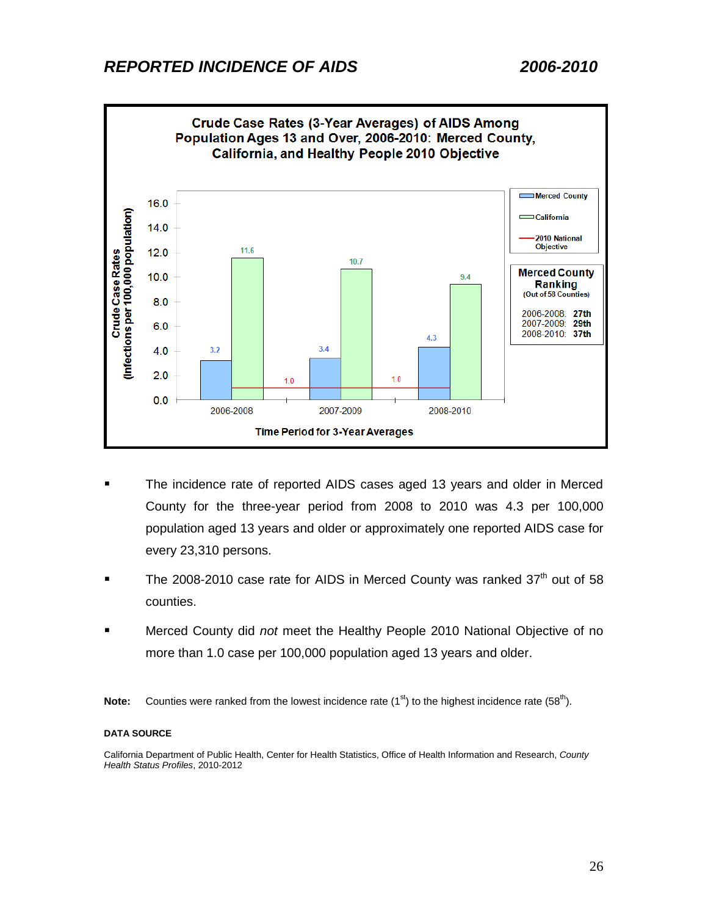# REPORTED INCIDENCE OF AIDS 2006-2010

**Crude Case Rates (3-Year Averages) of AIDS Among Population Ages 13 and Over, 2006-2010: Merced County, California, and Healthy People 2010 Objective**

| Time Period for 3-Year Averages | Merced County | California | 2010 National Objective |
|---|---|---|---|
| 2006-2008 | 3.2 | 11.6 | 1.0 |
| 2007-2009 | 3.4 | 10.7 | 1.0 |
| 2008-2010 | 4.3 | 9.4 | 1.0 |

Crude Case Rates (Infections per 100,000 population)

**Merced County Ranking**
(Out of 58 Counties)

| Period | Ranking |
|---|---|
| 2006-2008 | **27th** |
| 2007-2009 | **29th** |
| 2008-2010 | **37th** |

- The incidence rate of reported AIDS cases aged 13 years and older in Merced County for the three-year period from 2008 to 2010 was 4.3 per 100,000 population aged 13 years and older or approximately one reported AIDS case for every 23,310 persons.
- The 2008-2010 case rate for AIDS in Merced County was ranked 37th out of 58 counties.
- Merced County did *not* meet the Healthy People 2010 National Objective of no more than 1.0 case per 100,000 population aged 13 years and older.

**Note:** Counties were ranked from the lowest incidence rate (1st) to the highest incidence rate (58th).

**DATA SOURCE**

California Department of Public Health, Center for Health Statistics, Office of Health Information and Research, *County Health Status Profiles*, 2010-2012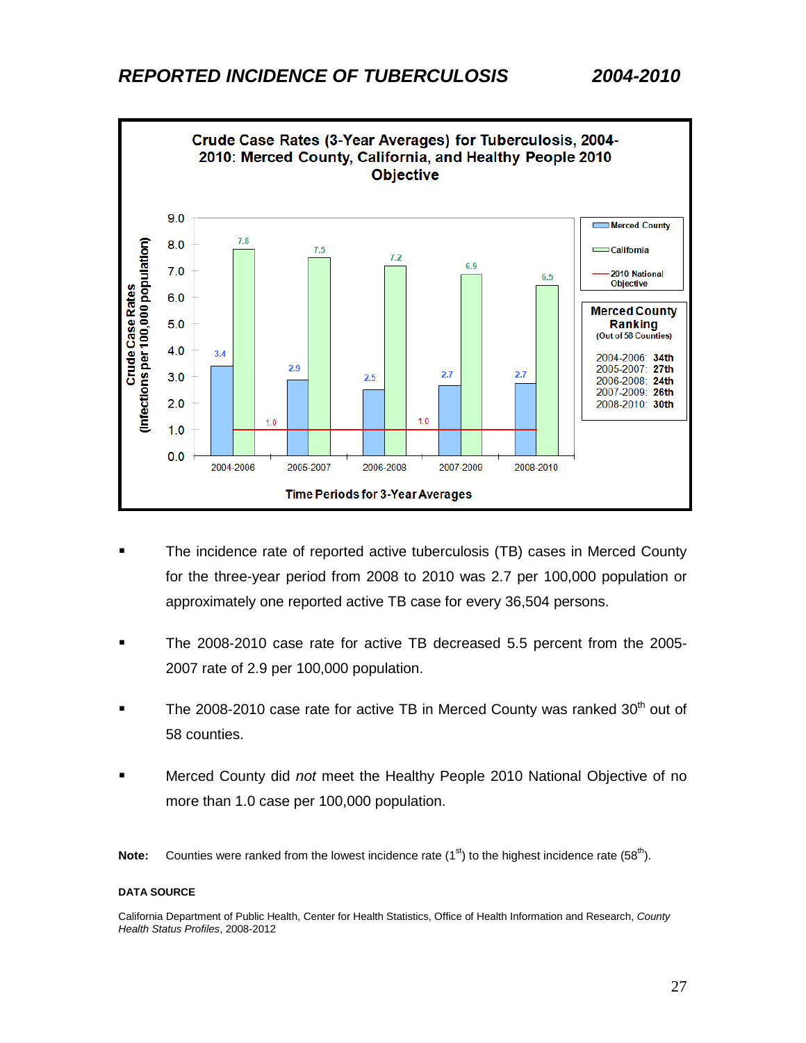## *REPORTED INCIDENCE OF TUBERCULOSIS* *2004-2010*

**Crude Case Rates (3-Year Averages) for Tuberculosis, 2004-2010: Merced County, California, and Healthy People 2010 Objective**

| Time Periods for 3-Year Averages | Merced County | California | 2010 National Objective |
|---|---|---|---|
| 2004-2006 | 3.4 | 7.8 | 1.0 |
| 2005-2007 | 2.9 | 7.5 | 1.0 |
| 2006-2008 | 2.5 | 7.2 | 1.0 |
| 2007-2009 | 2.7 | 6.9 | 1.0 |
| 2008-2010 | 2.7 | 6.5 | 1.0 |

Crude Case Rates (Infections per 100,000 population)

**Merced County Ranking** (Out of 58 Counties)

| Period | Ranking |
|---|---|
| 2004-2006 | **34th** |
| 2005-2007 | **27th** |
| 2006-2008 | **24th** |
| 2007-2009 | **26th** |
| 2008-2010 | **30th** |

- The incidence rate of reported active tuberculosis (TB) cases in Merced County for the three-year period from 2008 to 2010 was 2.7 per 100,000 population or approximately one reported active TB case for every 36,504 persons.
- The 2008-2010 case rate for active TB decreased 5.5 percent from the 2005-2007 rate of 2.9 per 100,000 population.
- The 2008-2010 case rate for active TB in Merced County was ranked 30th out of 58 counties.
- Merced County did *not* meet the Healthy People 2010 National Objective of no more than 1.0 case per 100,000 population.

**Note:** Counties were ranked from the lowest incidence rate (1st) to the highest incidence rate (58th).

**DATA SOURCE**

California Department of Public Health, Center for Health Statistics, Office of Health Information and Research, *County Health Status Profiles*, 2008-2012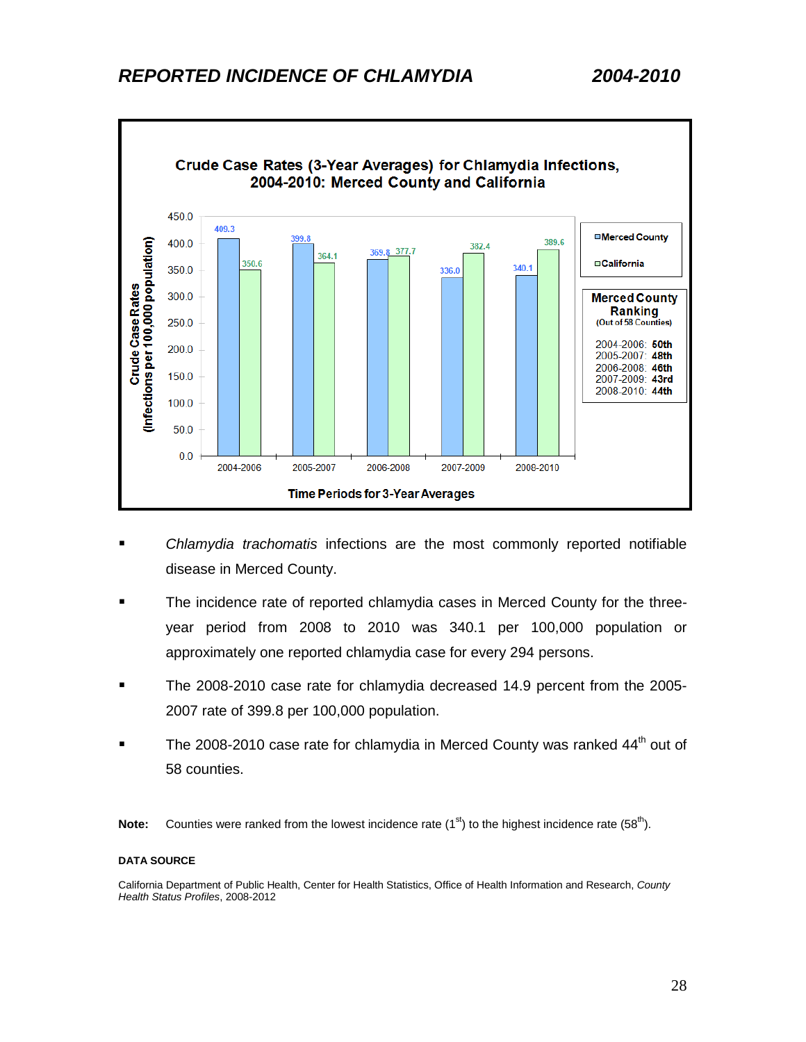## *REPORTED INCIDENCE OF CHLAMYDIA* 2004-2010

**Crude Case Rates (3-Year Averages) for Chlamydia Infections, 2004-2010: Merced County and California**

| Time Periods for 3-Year Averages | Merced County | California |
|---|---|---|
| 2004-2006 | 409.3 | 350.6 |
| 2005-2007 | 399.8 | 364.1 |
| 2006-2008 | 369.8 | 377.7 |
| 2007-2009 | 336.0 | 382.4 |
| 2008-2010 | 340.1 | 389.6 |

Crude Case Rates (Infections per 100,000 population)

**Merced County Ranking**
(Out of 58 Counties)

| Period | Ranking |
|---|---|
| 2004-2006 | **50th** |
| 2005-2007 | **48th** |
| 2006-2008 | **46th** |
| 2007-2009 | **43rd** |
| 2008-2010 | **44th** |

- *Chlamydia trachomatis* infections are the most commonly reported notifiable disease in Merced County.
- The incidence rate of reported chlamydia cases in Merced County for the three-year period from 2008 to 2010 was 340.1 per 100,000 population or approximately one reported chlamydia case for every 294 persons.
- The 2008-2010 case rate for chlamydia decreased 14.9 percent from the 2005-2007 rate of 399.8 per 100,000 population.
- The 2008-2010 case rate for chlamydia in Merced County was ranked 44th out of 58 counties.

**Note:** Counties were ranked from the lowest incidence rate (1st) to the highest incidence rate (58th).

**DATA SOURCE**

California Department of Public Health, Center for Health Statistics, Office of Health Information and Research, *County Health Status Profiles*, 2008-2012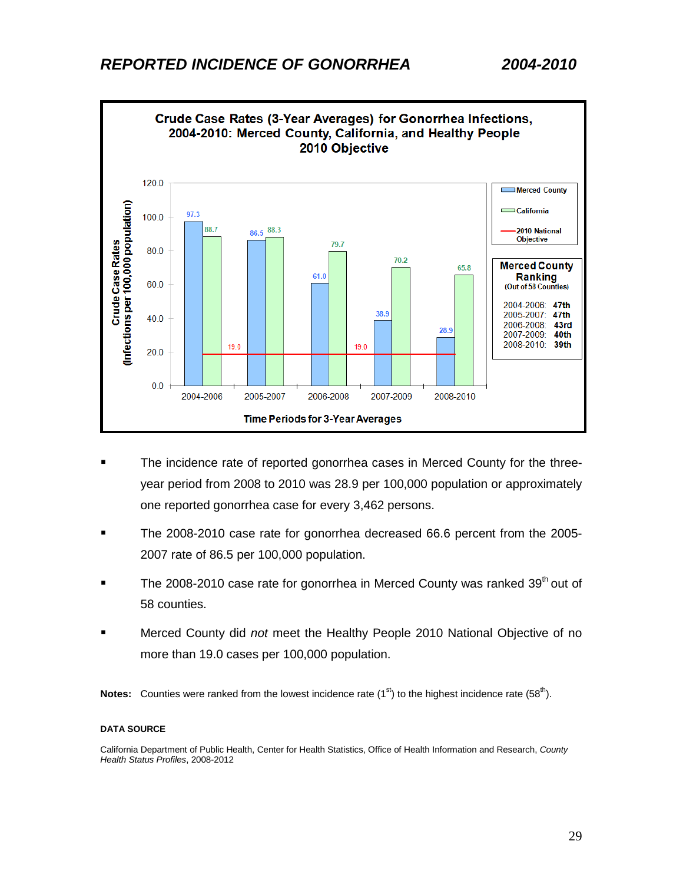## REPORTED INCIDENCE OF GONORRHEA 2004-2010

**Crude Case Rates (3-Year Averages) for Gonorrhea Infections, 2004-2010: Merced County, California, and Healthy People 2010 Objective**

| Time Periods for 3-Year Averages | Merced County | California | 2010 National Objective |
|---|---|---|---|
| 2004-2006 | 97.3 | 88.7 | 19.0 |
| 2005-2007 | 86.5 | 88.3 | 19.0 |
| 2006-2008 | 61.0 | 79.7 | 19.0 |
| 2007-2009 | 38.9 | 70.2 | 19.0 |
| 2008-2010 | 28.9 | 65.8 | 19.0 |

Crude Case Rates (Infections per 100,000 population)

**Merced County Ranking** (Out of 58 Counties)

| Period | Ranking |
|---|---|
| 2004-2006 | 47th |
| 2005-2007 | 47th |
| 2006-2008 | 43rd |
| 2007-2009 | 40th |
| 2008-2010 | 39th |

- The incidence rate of reported gonorrhea cases in Merced County for the three-year period from 2008 to 2010 was 28.9 per 100,000 population or approximately one reported gonorrhea case for every 3,462 persons.
- The 2008-2010 case rate for gonorrhea decreased 66.6 percent from the 2005-2007 rate of 86.5 per 100,000 population.
- The 2008-2010 case rate for gonorrhea in Merced County was ranked 39th out of 58 counties.
- Merced County did *not* meet the Healthy People 2010 National Objective of no more than 19.0 cases per 100,000 population.

**Notes:** Counties were ranked from the lowest incidence rate (1st) to the highest incidence rate (58th).

**DATA SOURCE**

California Department of Public Health, Center for Health Statistics, Office of Health Information and Research, *County Health Status Profiles*, 2008-2012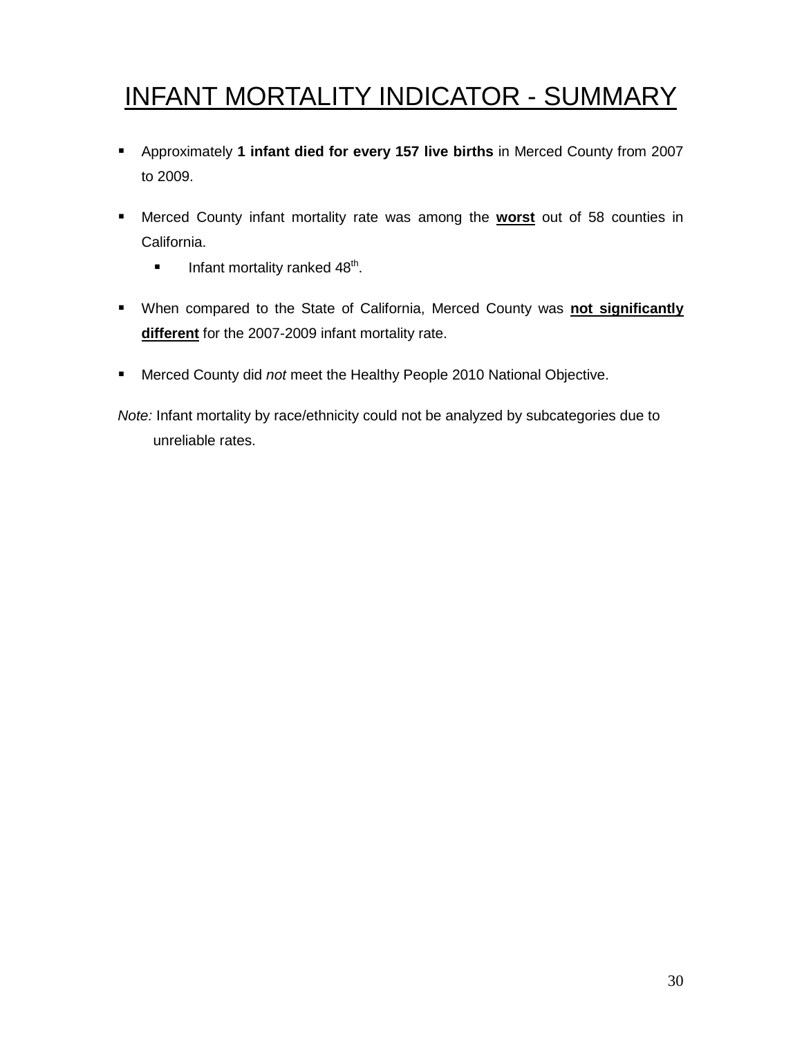# INFANT MORTALITY INDICATOR - SUMMARY

- Approximately **1 infant died for every 157 live births** in Merced County from 2007 to 2009.
- Merced County infant mortality rate was among the **<u>worst</u>** out of 58 counties in California.
  - Infant mortality ranked 48th.
- When compared to the State of California, Merced County was **<u>not significantly different</u>** for the 2007-2009 infant mortality rate.
- Merced County did *not* meet the Healthy People 2010 National Objective.

*Note:* Infant mortality by race/ethnicity could not be analyzed by subcategories due to unreliable rates.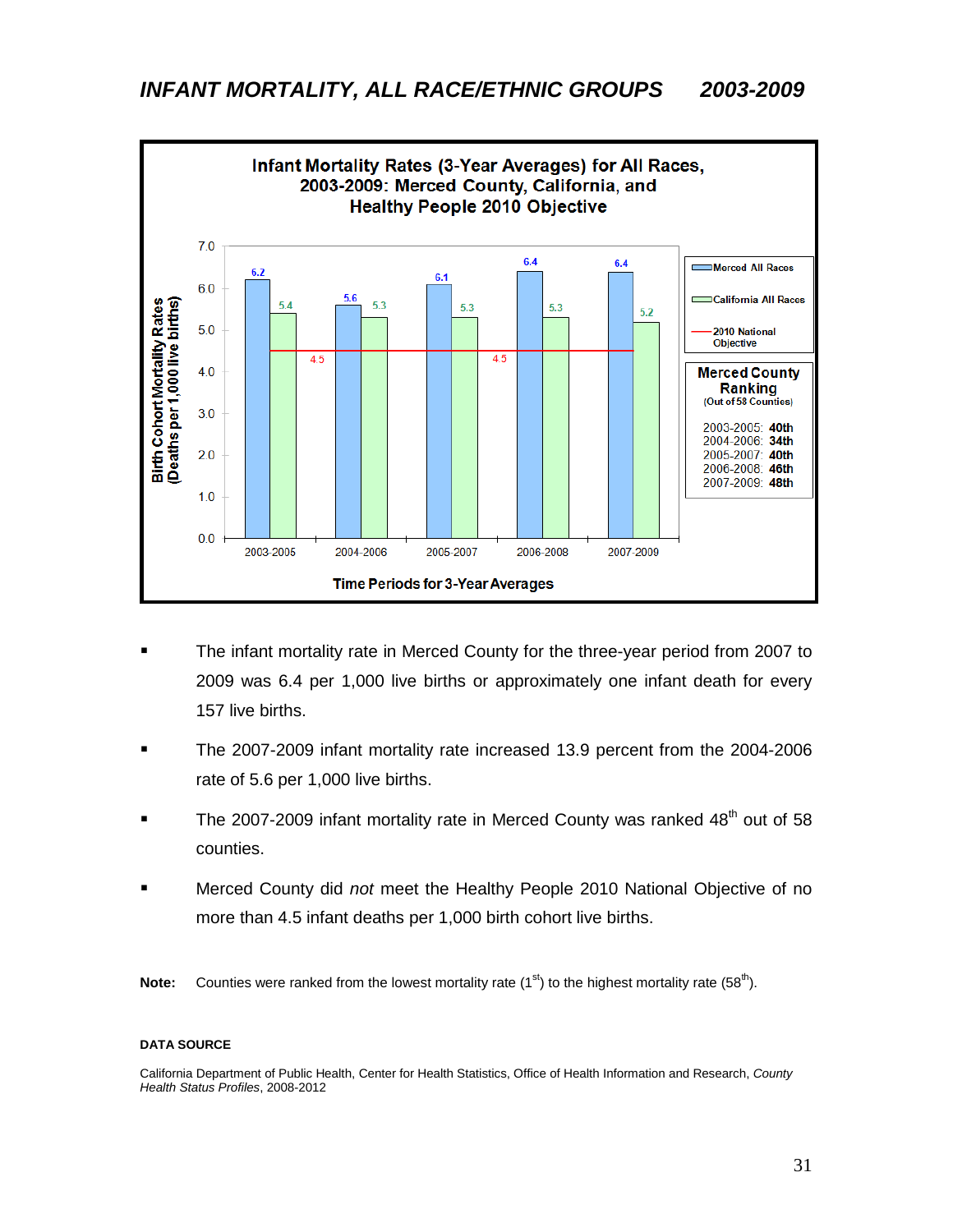# INFANT MORTALITY, ALL RACE/ETHNIC GROUPS 2003-2009

**Infant Mortality Rates (3-Year Averages) for All Races, 2003-2009: Merced County, California, and Healthy People 2010 Objective**

| Time Periods for 3-Year Averages | Merced All Races | California All Races | 2010 National Objective |
|---|---|---|---|
| 2003-2005 | 6.2 | 5.4 | 4.5 |
| 2004-2006 | 5.6 | 5.3 | 4.5 |
| 2005-2007 | 6.1 | 5.3 | 4.5 |
| 2006-2008 | 6.4 | 5.3 | 4.5 |
| 2007-2009 | 6.4 | 5.2 | 4.5 |

Birth Cohort Mortality Rates (Deaths per 1,000 live births)

**Merced County Ranking** (Out of 58 Counties)

2003-2005: **40th**
2004-2006: **34th**
2005-2007: **40th**
2006-2008: **46th**
2007-2009: **48th**

- The infant mortality rate in Merced County for the three-year period from 2007 to 2009 was 6.4 per 1,000 live births or approximately one infant death for every 157 live births.
- The 2007-2009 infant mortality rate increased 13.9 percent from the 2004-2006 rate of 5.6 per 1,000 live births.
- The 2007-2009 infant mortality rate in Merced County was ranked 48th out of 58 counties.
- Merced County did *not* meet the Healthy People 2010 National Objective of no more than 4.5 infant deaths per 1,000 birth cohort live births.

**Note:** Counties were ranked from the lowest mortality rate (1st) to the highest mortality rate (58th).

**DATA SOURCE**

California Department of Public Health, Center for Health Statistics, Office of Health Information and Research, *County Health Status Profiles*, 2008-2012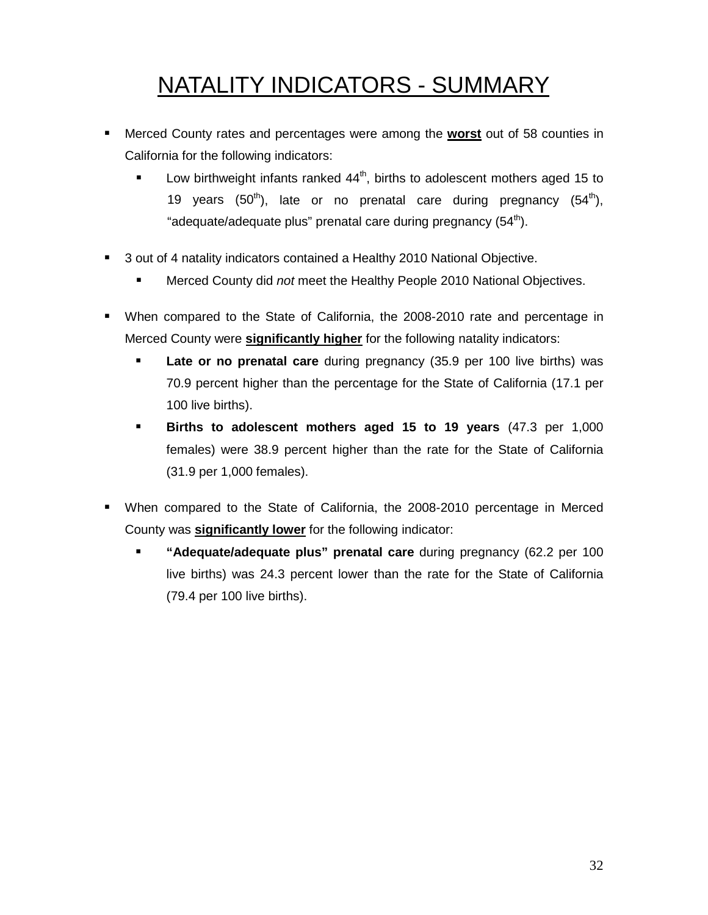# NATALITY INDICATORS - SUMMARY

- Merced County rates and percentages were among the **worst** out of 58 counties in California for the following indicators:
  - Low birthweight infants ranked 44th, births to adolescent mothers aged 15 to 19 years (50th), late or no prenatal care during pregnancy (54th), "adequate/adequate plus" prenatal care during pregnancy (54th).

- 3 out of 4 natality indicators contained a Healthy 2010 National Objective.
  - Merced County did *not* meet the Healthy People 2010 National Objectives.

- When compared to the State of California, the 2008-2010 rate and percentage in Merced County were **significantly higher** for the following natality indicators:
  - **Late or no prenatal care** during pregnancy (35.9 per 100 live births) was 70.9 percent higher than the percentage for the State of California (17.1 per 100 live births).
  - **Births to adolescent mothers aged 15 to 19 years** (47.3 per 1,000 females) were 38.9 percent higher than the rate for the State of California (31.9 per 1,000 females).

- When compared to the State of California, the 2008-2010 percentage in Merced County was **significantly lower** for the following indicator:
  - **"Adequate/adequate plus" prenatal care** during pregnancy (62.2 per 100 live births) was 24.3 percent lower than the rate for the State of California (79.4 per 100 live births).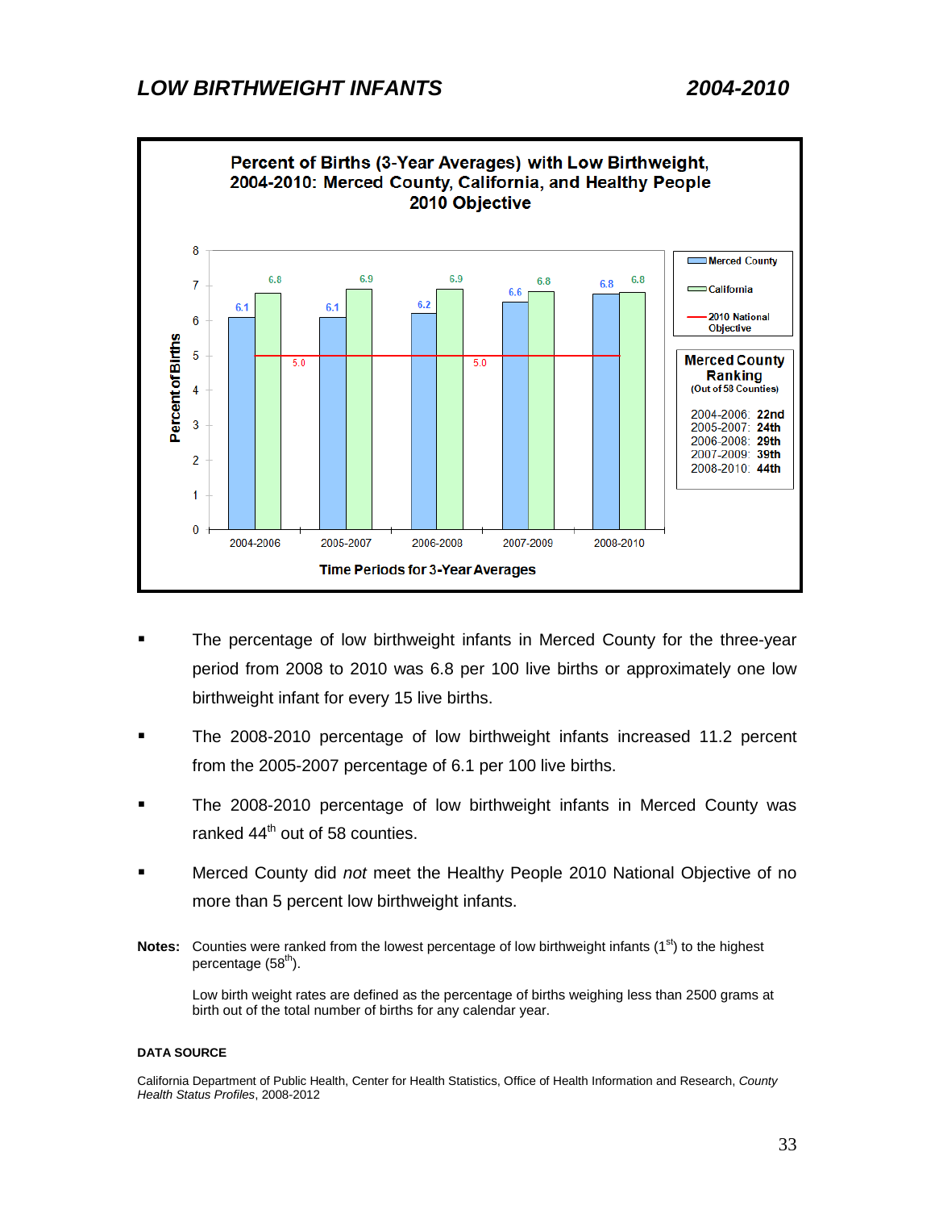## LOW BIRTHWEIGHT INFANTS 2004-2010

**Percent of Births (3-Year Averages) with Low Birthweight, 2004-2010: Merced County, California, and Healthy People 2010 Objective**

| Time Periods for 3-Year Averages | Merced County | California | 2010 National Objective |
|---|---|---|---|
| 2004-2006 | 6.1 | 6.8 | 5.0 |
| 2005-2007 | 6.1 | 6.9 | 5.0 |
| 2006-2008 | 6.2 | 6.9 | 5.0 |
| 2007-2009 | 6.6 | 6.8 | 5.0 |
| 2008-2010 | 6.8 | 6.8 | 5.0 |

**Merced County Ranking**
(Out of 58 Counties)

- 2004-2006: **22nd**
- 2005-2007: **24th**
- 2006-2008: **29th**
- 2007-2009: **39th**
- 2008-2010: **44th**

- The percentage of low birthweight infants in Merced County for the three-year period from 2008 to 2010 was 6.8 per 100 live births or approximately one low birthweight infant for every 15 live births.
- The 2008-2010 percentage of low birthweight infants increased 11.2 percent from the 2005-2007 percentage of 6.1 per 100 live births.
- The 2008-2010 percentage of low birthweight infants in Merced County was ranked 44th out of 58 counties.
- Merced County did *not* meet the Healthy People 2010 National Objective of no more than 5 percent low birthweight infants.

**Notes:** Counties were ranked from the lowest percentage of low birthweight infants (1st) to the highest percentage (58th).

Low birth weight rates are defined as the percentage of births weighing less than 2500 grams at birth out of the total number of births for any calendar year.

**DATA SOURCE**

California Department of Public Health, Center for Health Statistics, Office of Health Information and Research, *County Health Status Profiles*, 2008-2012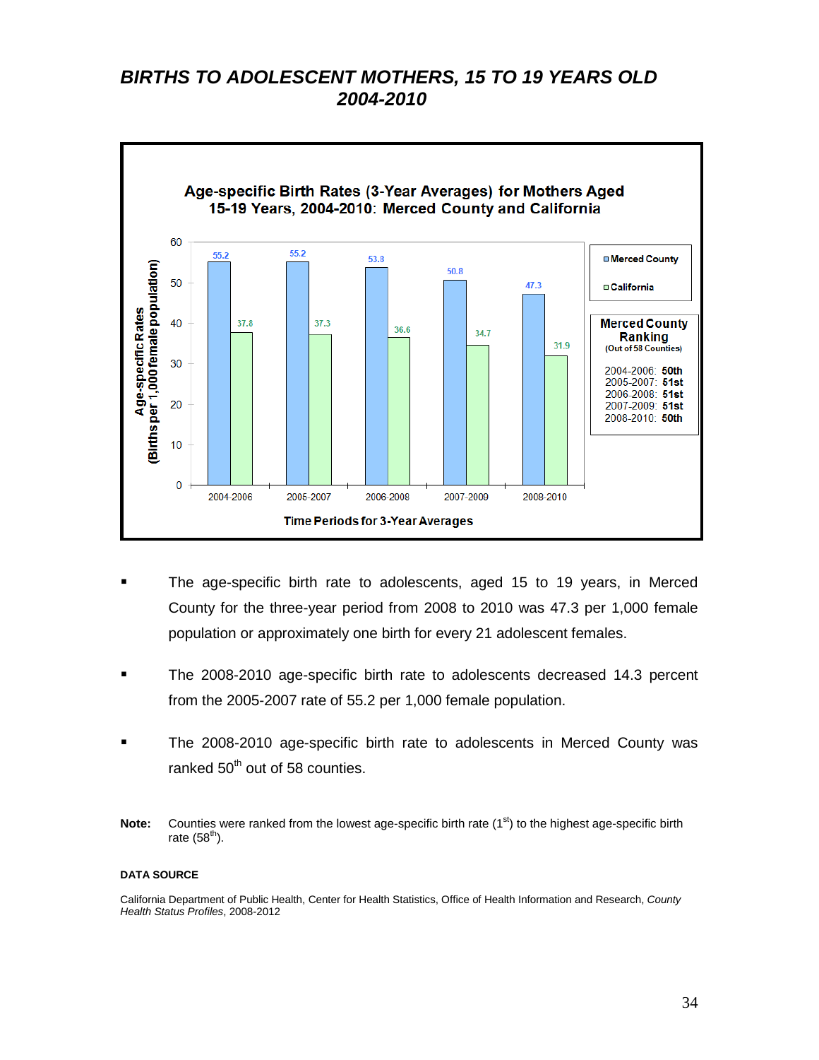# BIRTHS TO ADOLESCENT MOTHERS, 15 TO 19 YEARS OLD 2004-2010

**Age-specific Birth Rates (3-Year Averages) for Mothers Aged 15-19 Years, 2004-2010: Merced County and California**

Age-specific Rates (Births per 1,000 female population)

| Time Periods for 3-Year Averages | Merced County | California |
|---|---|---|
| 2004-2006 | 55.2 | 37.8 |
| 2005-2007 | 55.2 | 37.3 |
| 2006-2008 | 53.8 | 36.6 |
| 2007-2009 | 50.8 | 34.7 |
| 2008-2010 | 47.3 | 31.9 |

**Merced County Ranking** (Out of 58 Counties)

- 2004-2006: **50th**
- 2005-2007: **51st**
- 2006-2008: **51st**
- 2007-2009: **51st**
- 2008-2010: **50th**

- The age-specific birth rate to adolescents, aged 15 to 19 years, in Merced County for the three-year period from 2008 to 2010 was 47.3 per 1,000 female population or approximately one birth for every 21 adolescent females.
- The 2008-2010 age-specific birth rate to adolescents decreased 14.3 percent from the 2005-2007 rate of 55.2 per 1,000 female population.
- The 2008-2010 age-specific birth rate to adolescents in Merced County was ranked 50th out of 58 counties.

**Note:** Counties were ranked from the lowest age-specific birth rate (1st) to the highest age-specific birth rate (58th).

**DATA SOURCE**

California Department of Public Health, Center for Health Statistics, Office of Health Information and Research, *County Health Status Profiles*, 2008-2012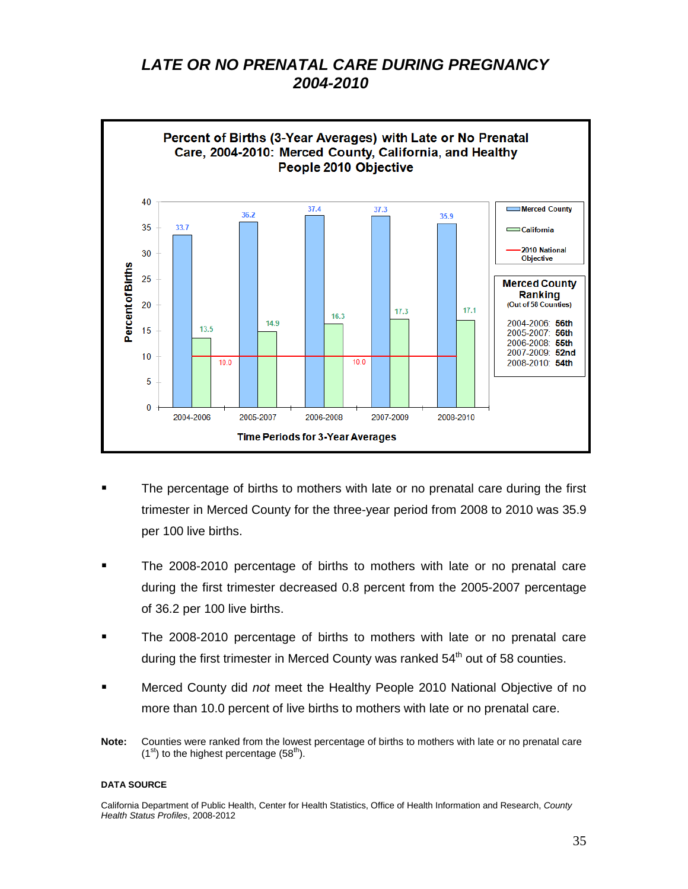# *LATE OR NO PRENATAL CARE DURING PREGNANCY 2004-2010*

**Percent of Births (3-Year Averages) with Late or No Prenatal Care, 2004-2010: Merced County, California, and Healthy People 2010 Objective**

| Time Periods for 3-Year Averages | Merced County | California | 2010 National Objective |
|---|---|---|---|
| 2004-2006 | 33.7 | 13.5 | 10.0 |
| 2005-2007 | 36.2 | 14.9 | 10.0 |
| 2006-2008 | 37.4 | 16.3 | 10.0 |
| 2007-2009 | 37.3 | 17.3 | 10.0 |
| 2008-2010 | 35.9 | 17.1 | 10.0 |

**Merced County Ranking** (Out of 58 Counties)

- 2004-2006: **56th**
- 2005-2007: **56th**
- 2006-2008: **55th**
- 2007-2009: **52nd**
- 2008-2010: **54th**

- The percentage of births to mothers with late or no prenatal care during the first trimester in Merced County for the three-year period from 2008 to 2010 was 35.9 per 100 live births.

- The 2008-2010 percentage of births to mothers with late or no prenatal care during the first trimester decreased 0.8 percent from the 2005-2007 percentage of 36.2 per 100 live births.

- The 2008-2010 percentage of births to mothers with late or no prenatal care during the first trimester in Merced County was ranked 54th out of 58 counties.

- Merced County did *not* meet the Healthy People 2010 National Objective of no more than 10.0 percent of live births to mothers with late or no prenatal care.

**Note:** Counties were ranked from the lowest percentage of births to mothers with late or no prenatal care (1st) to the highest percentage (58th).

**DATA SOURCE**

California Department of Public Health, Center for Health Statistics, Office of Health Information and Research, *County Health Status Profiles*, 2008-2012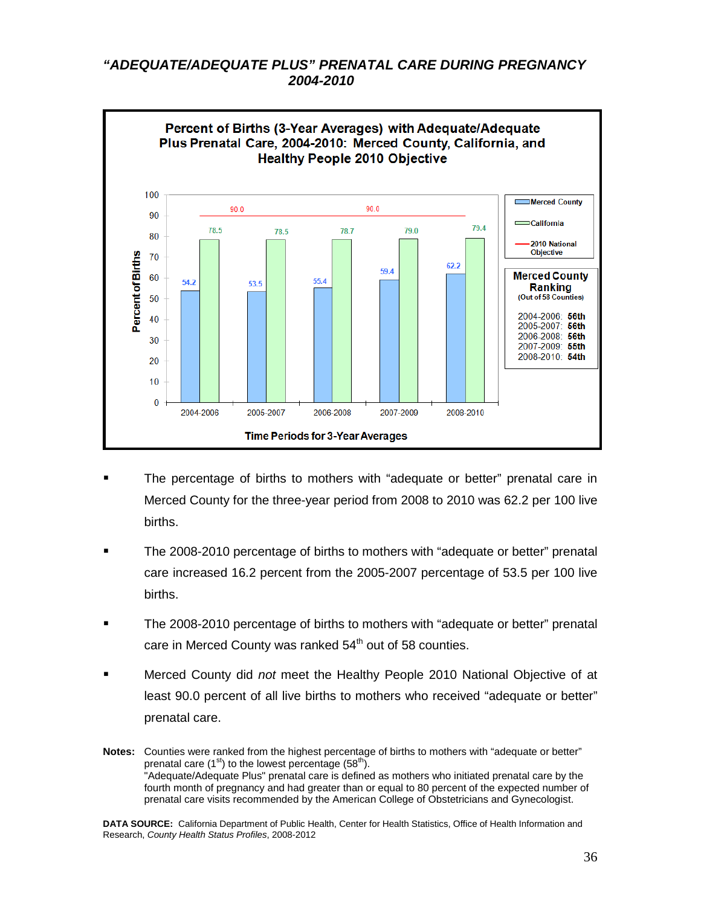## *"ADEQUATE/ADEQUATE PLUS" PRENATAL CARE DURING PREGNANCY 2004-2010*

**Percent of Births (3-Year Averages) with Adequate/Adequate Plus Prenatal Care, 2004-2010: Merced County, California, and Healthy People 2010 Objective**

| Time Periods for 3-Year Averages | Merced County | California | 2010 National Objective |
|---|---|---|---|
| 2004-2006 | 54.2 | 78.5 | 90.0 |
| 2005-2007 | 53.5 | 78.5 | 90.0 |
| 2006-2008 | 55.4 | 78.7 | 90.0 |
| 2007-2009 | 59.4 | 79.0 | 90.0 |
| 2008-2010 | 62.2 | 79.4 | 90.0 |

**Merced County Ranking** (Out of 58 Counties)

- 2004-2006: **56th**
- 2005-2007: **56th**
- 2006-2008: **56th**
- 2007-2009: **55th**
- 2008-2010: **54th**

- The percentage of births to mothers with "adequate or better" prenatal care in Merced County for the three-year period from 2008 to 2010 was 62.2 per 100 live births.
- The 2008-2010 percentage of births to mothers with "adequate or better" prenatal care increased 16.2 percent from the 2005-2007 percentage of 53.5 per 100 live births.
- The 2008-2010 percentage of births to mothers with "adequate or better" prenatal care in Merced County was ranked 54th out of 58 counties.
- Merced County did *not* meet the Healthy People 2010 National Objective of at least 90.0 percent of all live births to mothers who received "adequate or better" prenatal care.

**Notes:** Counties were ranked from the highest percentage of births to mothers with "adequate or better" prenatal care (1st) to the lowest percentage (58th).
"Adequate/Adequate Plus" prenatal care is defined as mothers who initiated prenatal care by the fourth month of pregnancy and had greater than or equal to 80 percent of the expected number of prenatal care visits recommended by the American College of Obstetricians and Gynecologist.

**DATA SOURCE:** California Department of Public Health, Center for Health Statistics, Office of Health Information and Research, *County Health Status Profiles*, 2008-2012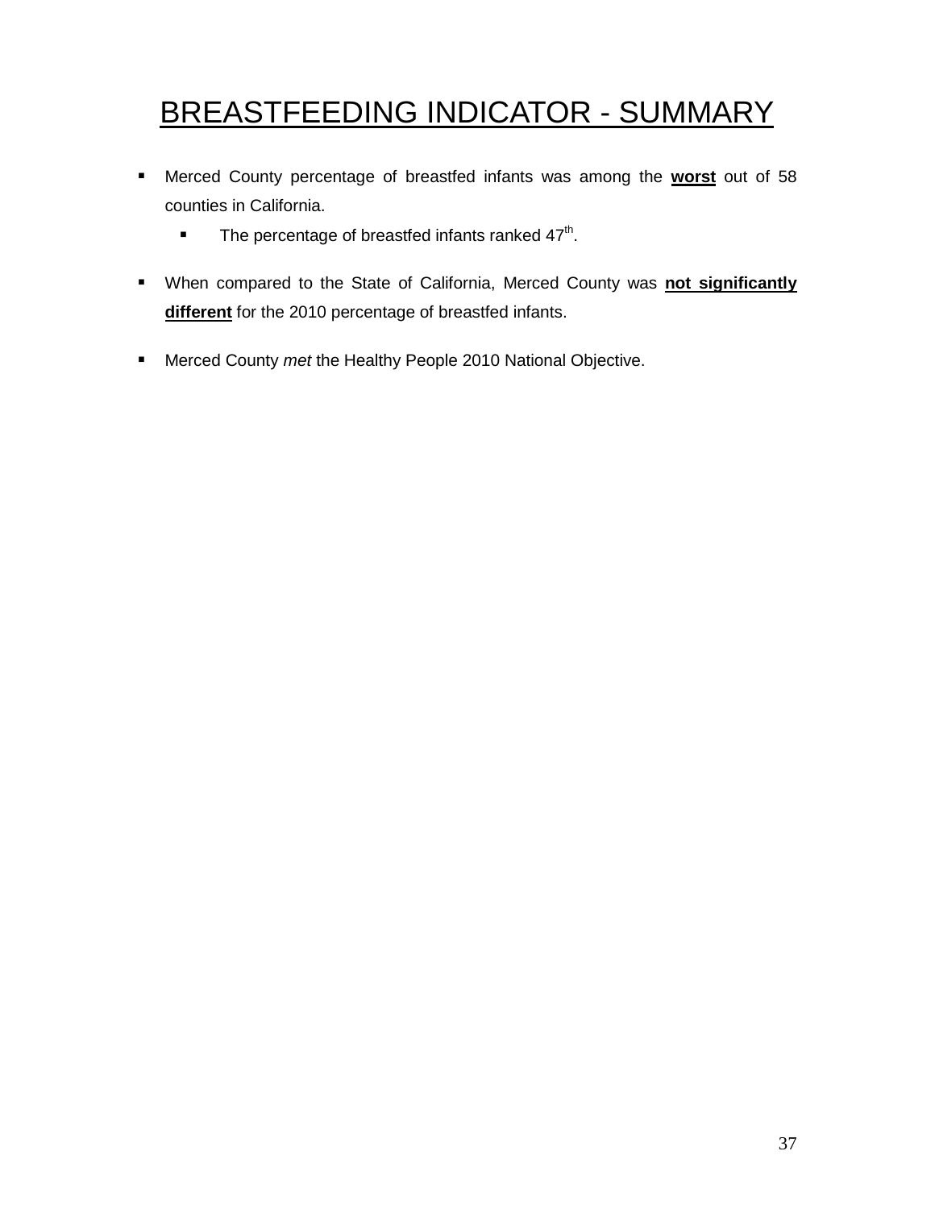# BREASTFEEDING INDICATOR - SUMMARY

- Merced County percentage of breastfed infants was among the **worst** out of 58 counties in California.
  - The percentage of breastfed infants ranked 47th.
- When compared to the State of California, Merced County was **not significantly different** for the 2010 percentage of breastfed infants.
- Merced County *met* the Healthy People 2010 National Objective.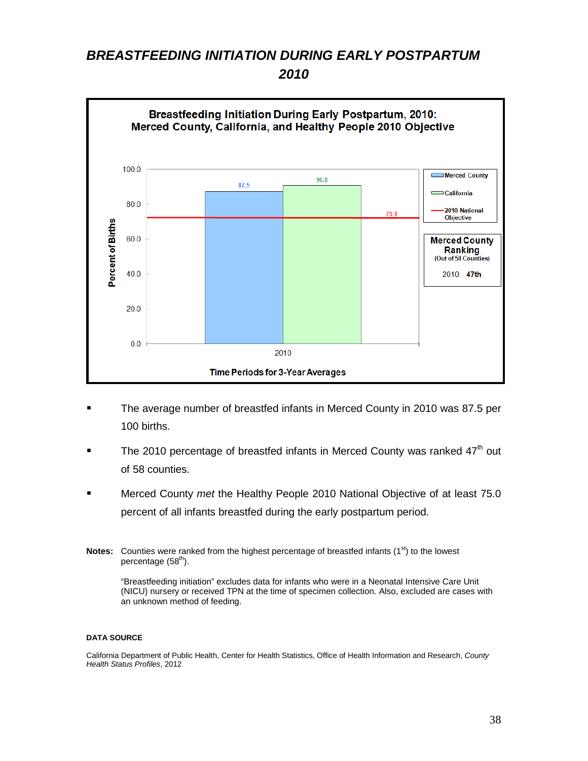# BREASTFEEDING INITIATION DURING EARLY POSTPARTUM 2010

**Breastfeeding Initiation During Early Postpartum, 2010: Merced County, California, and Healthy People 2010 Objective**

| Time Periods for 3-Year Averages | Merced County | California | 2010 National Objective |
|---|---|---|---|
| 2010 | 87.5 | 90.8 | 75.0 |

Percent of Births

**Merced County Ranking** (Out of 58 Counties)

2010: **47th**

- The average number of breastfed infants in Merced County in 2010 was 87.5 per 100 births.
- The 2010 percentage of breastfed infants in Merced County was ranked 47th out of 58 counties.
- Merced County *met* the Healthy People 2010 National Objective of at least 75.0 percent of all infants breastfed during the early postpartum period.

**Notes:** Counties were ranked from the highest percentage of breastfed infants (1st) to the lowest percentage (58th).

"Breastfeeding initiation" excludes data for infants who were in a Neonatal Intensive Care Unit (NICU) nursery or received TPN at the time of specimen collection. Also, excluded are cases with an unknown method of feeding.

**DATA SOURCE**

California Department of Public Health, Center for Health Statistics, Office of Health Information and Research, *County Health Status Profiles*, 2012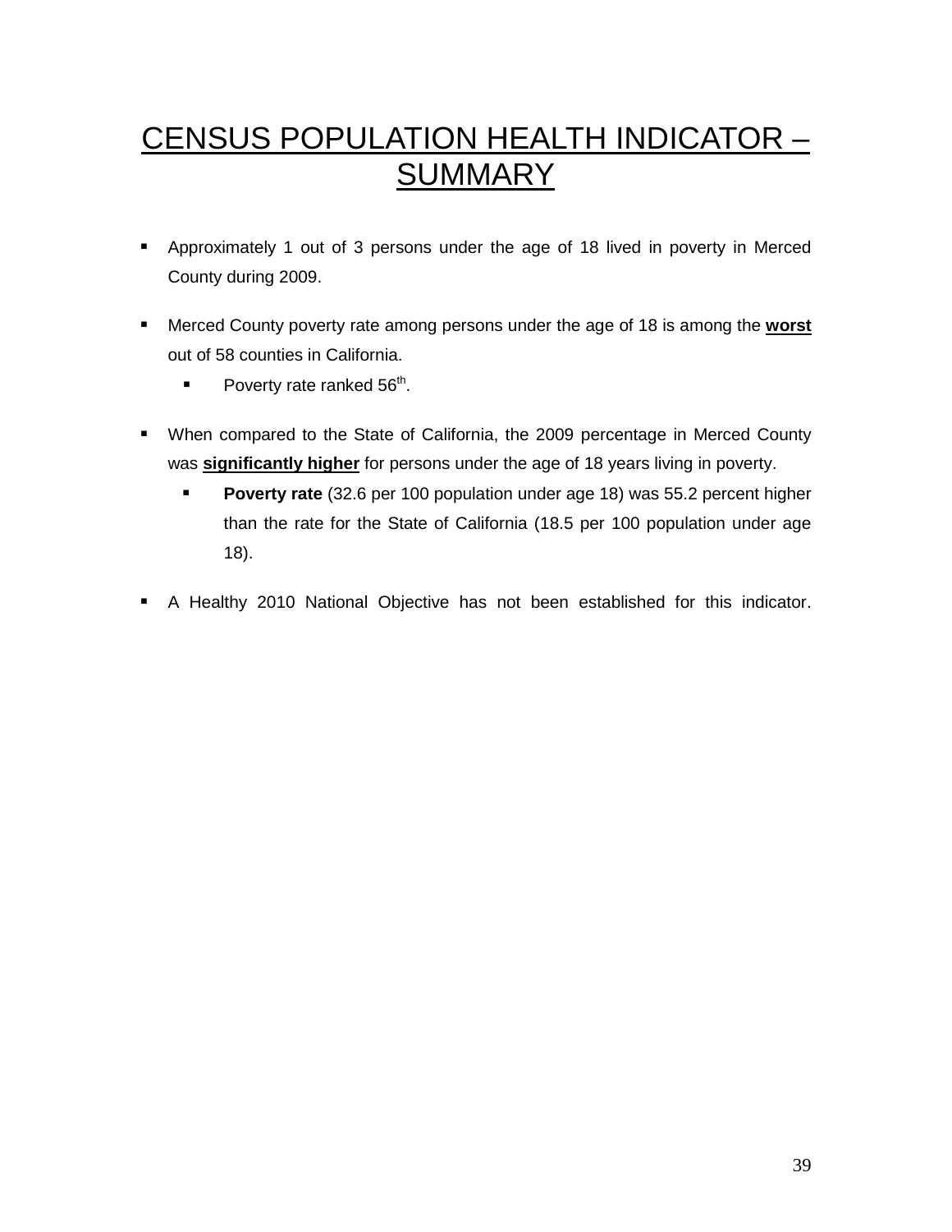# CENSUS POPULATION HEALTH INDICATOR – SUMMARY

- Approximately 1 out of 3 persons under the age of 18 lived in poverty in Merced County during 2009.
- Merced County poverty rate among persons under the age of 18 is among the **worst** out of 58 counties in California.
  - Poverty rate ranked 56th.
- When compared to the State of California, the 2009 percentage in Merced County was **significantly higher** for persons under the age of 18 years living in poverty.
  - **Poverty rate** (32.6 per 100 population under age 18) was 55.2 percent higher than the rate for the State of California (18.5 per 100 population under age 18).
- A Healthy 2010 National Objective has not been established for this indicator.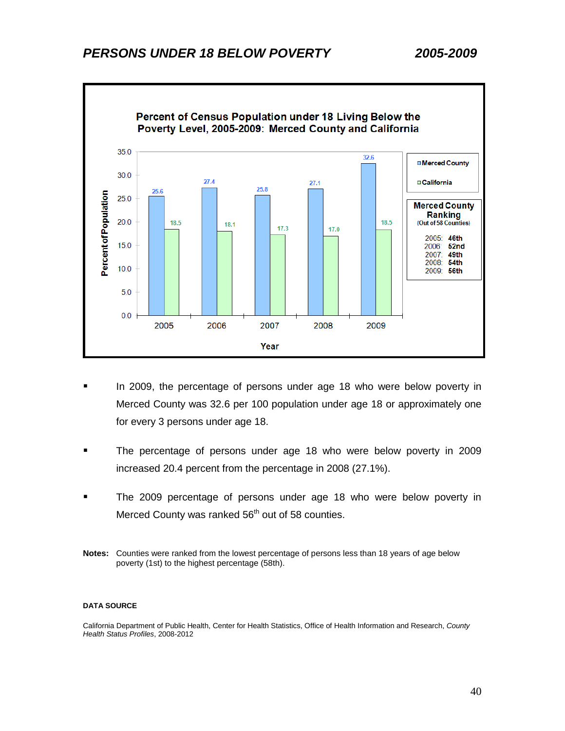## *PERSONS UNDER 18 BELOW POVERTY* *2005-2009*

**Percent of Census Population under 18 Living Below the Poverty Level, 2005-2009: Merced County and California**

| Year | Merced County | California |
|---|---|---|
| 2005 | 25.6 | 18.5 |
| 2006 | 27.4 | 18.1 |
| 2007 | 25.8 | 17.3 |
| 2008 | 27.1 | 17.0 |
| 2009 | 32.6 | 18.5 |

**Merced County Ranking** (Out of 58 Counties)

| Year | Ranking |
|---|---|
| 2005 | 46th |
| 2006 | 52nd |
| 2007 | 49th |
| 2008 | 54th |
| 2009 | 56th |

- In 2009, the percentage of persons under age 18 who were below poverty in Merced County was 32.6 per 100 population under age 18 or approximately one for every 3 persons under age 18.
- The percentage of persons under age 18 who were below poverty in 2009 increased 20.4 percent from the percentage in 2008 (27.1%).
- The 2009 percentage of persons under age 18 who were below poverty in Merced County was ranked 56th out of 58 counties.

**Notes:** Counties were ranked from the lowest percentage of persons less than 18 years of age below poverty (1st) to the highest percentage (58th).

**DATA SOURCE**

California Department of Public Health, Center for Health Statistics, Office of Health Information and Research, *County Health Status Profiles*, 2008-2012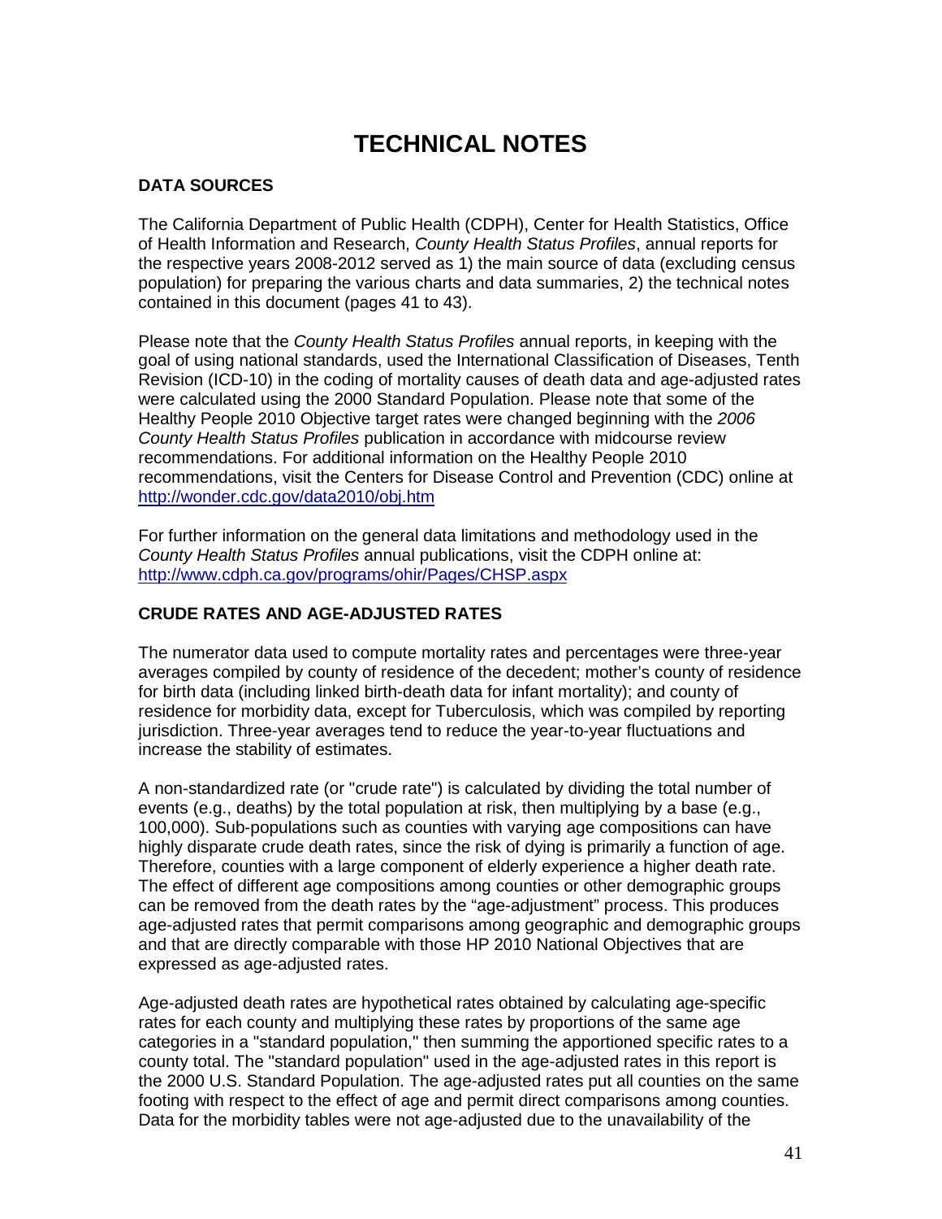# TECHNICAL NOTES

## DATA SOURCES

The California Department of Public Health (CDPH), Center for Health Statistics, Office of Health Information and Research, *County Health Status Profiles*, annual reports for the respective years 2008-2012 served as 1) the main source of data (excluding census population) for preparing the various charts and data summaries, 2) the technical notes contained in this document (pages 41 to 43).

Please note that the *County Health Status Profiles* annual reports, in keeping with the goal of using national standards, used the International Classification of Diseases, Tenth Revision (ICD-10) in the coding of mortality causes of death data and age-adjusted rates were calculated using the 2000 Standard Population. Please note that some of the Healthy People 2010 Objective target rates were changed beginning with the *2006 County Health Status Profiles* publication in accordance with midcourse review recommendations. For additional information on the Healthy People 2010 recommendations, visit the Centers for Disease Control and Prevention (CDC) online at http://wonder.cdc.gov/data2010/obj.htm

For further information on the general data limitations and methodology used in the *County Health Status Profiles* annual publications, visit the CDPH online at: http://www.cdph.ca.gov/programs/ohir/Pages/CHSP.aspx

## CRUDE RATES AND AGE-ADJUSTED RATES

The numerator data used to compute mortality rates and percentages were three-year averages compiled by county of residence of the decedent; mother's county of residence for birth data (including linked birth-death data for infant mortality); and county of residence for morbidity data, except for Tuberculosis, which was compiled by reporting jurisdiction. Three-year averages tend to reduce the year-to-year fluctuations and increase the stability of estimates.

A non-standardized rate (or "crude rate") is calculated by dividing the total number of events (e.g., deaths) by the total population at risk, then multiplying by a base (e.g., 100,000). Sub-populations such as counties with varying age compositions can have highly disparate crude death rates, since the risk of dying is primarily a function of age. Therefore, counties with a large component of elderly experience a higher death rate. The effect of different age compositions among counties or other demographic groups can be removed from the death rates by the "age-adjustment" process. This produces age-adjusted rates that permit comparisons among geographic and demographic groups and that are directly comparable with those HP 2010 National Objectives that are expressed as age-adjusted rates.

Age-adjusted death rates are hypothetical rates obtained by calculating age-specific rates for each county and multiplying these rates by proportions of the same age categories in a "standard population," then summing the apportioned specific rates to a county total. The "standard population" used in the age-adjusted rates in this report is the 2000 U.S. Standard Population. The age-adjusted rates put all counties on the same footing with respect to the effect of age and permit direct comparisons among counties. Data for the morbidity tables were not age-adjusted due to the unavailability of the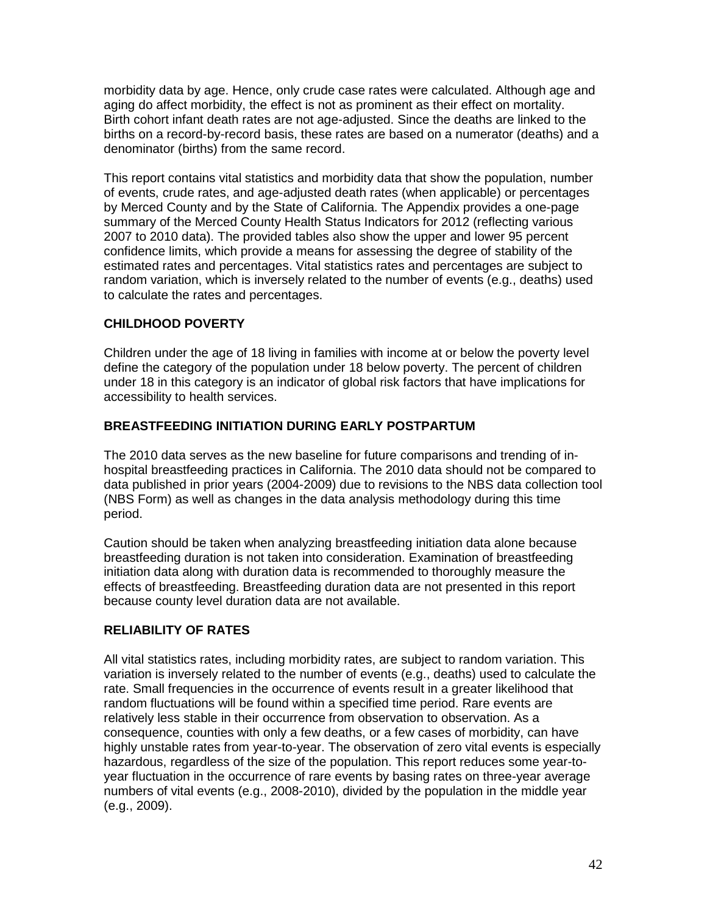morbidity data by age. Hence, only crude case rates were calculated. Although age and aging do affect morbidity, the effect is not as prominent as their effect on mortality. Birth cohort infant death rates are not age-adjusted. Since the deaths are linked to the births on a record-by-record basis, these rates are based on a numerator (deaths) and a denominator (births) from the same record.

This report contains vital statistics and morbidity data that show the population, number of events, crude rates, and age-adjusted death rates (when applicable) or percentages by Merced County and by the State of California. The Appendix provides a one-page summary of the Merced County Health Status Indicators for 2012 (reflecting various 2007 to 2010 data). The provided tables also show the upper and lower 95 percent confidence limits, which provide a means for assessing the degree of stability of the estimated rates and percentages. Vital statistics rates and percentages are subject to random variation, which is inversely related to the number of events (e.g., deaths) used to calculate the rates and percentages.

### CHILDHOOD POVERTY

Children under the age of 18 living in families with income at or below the poverty level define the category of the population under 18 below poverty. The percent of children under 18 in this category is an indicator of global risk factors that have implications for accessibility to health services.

### BREASTFEEDING INITIATION DURING EARLY POSTPARTUM

The 2010 data serves as the new baseline for future comparisons and trending of in-hospital breastfeeding practices in California. The 2010 data should not be compared to data published in prior years (2004-2009) due to revisions to the NBS data collection tool (NBS Form) as well as changes in the data analysis methodology during this time period.

Caution should be taken when analyzing breastfeeding initiation data alone because breastfeeding duration is not taken into consideration. Examination of breastfeeding initiation data along with duration data is recommended to thoroughly measure the effects of breastfeeding. Breastfeeding duration data are not presented in this report because county level duration data are not available.

### RELIABILITY OF RATES

All vital statistics rates, including morbidity rates, are subject to random variation. This variation is inversely related to the number of events (e.g., deaths) used to calculate the rate. Small frequencies in the occurrence of events result in a greater likelihood that random fluctuations will be found within a specified time period. Rare events are relatively less stable in their occurrence from observation to observation. As a consequence, counties with only a few deaths, or a few cases of morbidity, can have highly unstable rates from year-to-year. The observation of zero vital events is especially hazardous, regardless of the size of the population. This report reduces some year-to-year fluctuation in the occurrence of rare events by basing rates on three-year average numbers of vital events (e.g., 2008-2010), divided by the population in the middle year (e.g., 2009).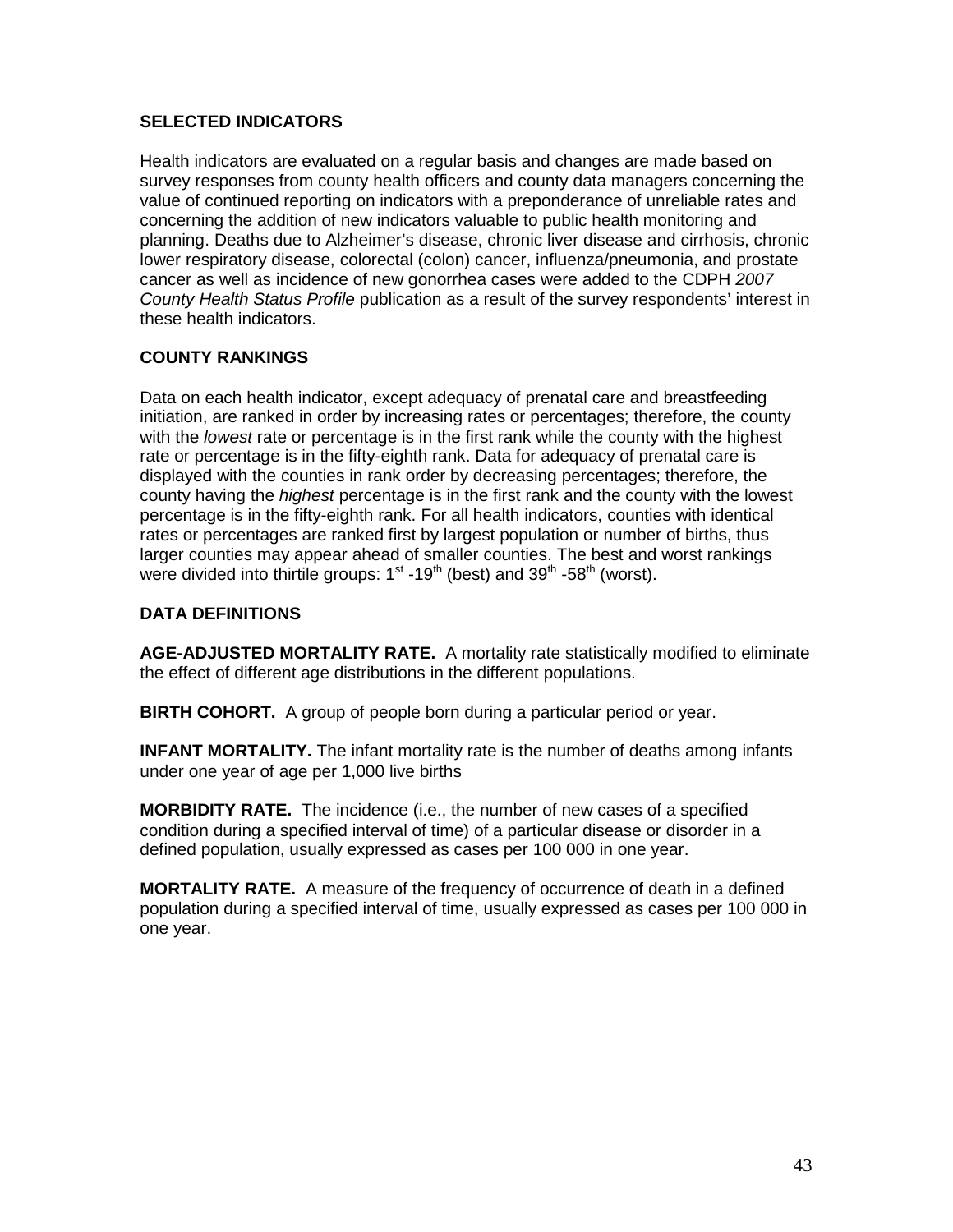## SELECTED INDICATORS

Health indicators are evaluated on a regular basis and changes are made based on survey responses from county health officers and county data managers concerning the value of continued reporting on indicators with a preponderance of unreliable rates and concerning the addition of new indicators valuable to public health monitoring and planning. Deaths due to Alzheimer's disease, chronic liver disease and cirrhosis, chronic lower respiratory disease, colorectal (colon) cancer, influenza/pneumonia, and prostate cancer as well as incidence of new gonorrhea cases were added to the CDPH *2007 County Health Status Profile* publication as a result of the survey respondents' interest in these health indicators.

## COUNTY RANKINGS

Data on each health indicator, except adequacy of prenatal care and breastfeeding initiation, are ranked in order by increasing rates or percentages; therefore, the county with the *lowest* rate or percentage is in the first rank while the county with the highest rate or percentage is in the fifty-eighth rank. Data for adequacy of prenatal care is displayed with the counties in rank order by decreasing percentages; therefore, the county having the *highest* percentage is in the first rank and the county with the lowest percentage is in the fifty-eighth rank. For all health indicators, counties with identical rates or percentages are ranked first by largest population or number of births, thus larger counties may appear ahead of smaller counties. The best and worst rankings were divided into thirtile groups: 1st -19th (best) and 39th -58th (worst).

## DATA DEFINITIONS

**AGE-ADJUSTED MORTALITY RATE.** A mortality rate statistically modified to eliminate the effect of different age distributions in the different populations.

**BIRTH COHORT.** A group of people born during a particular period or year.

**INFANT MORTALITY.** The infant mortality rate is the number of deaths among infants under one year of age per 1,000 live births

**MORBIDITY RATE.** The incidence (i.e., the number of new cases of a specified condition during a specified interval of time) of a particular disease or disorder in a defined population, usually expressed as cases per 100 000 in one year.

**MORTALITY RATE.** A measure of the frequency of occurrence of death in a defined population during a specified interval of time, usually expressed as cases per 100 000 in one year.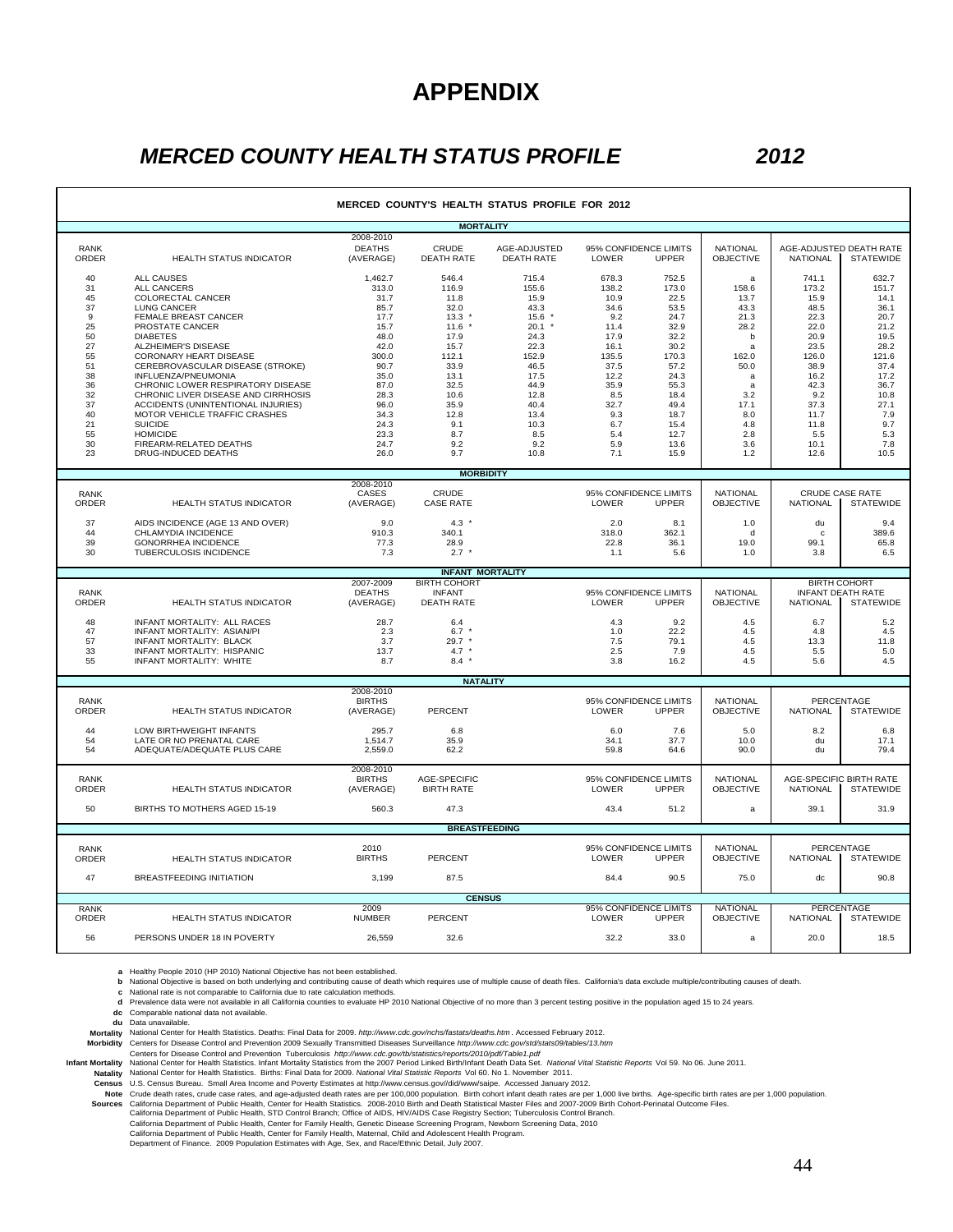# APPENDIX

## *MERCED COUNTY HEALTH STATUS PROFILE 2012*

**MERCED COUNTY'S HEALTH STATUS PROFILE FOR 2012**

**MORTALITY**

| RANK ORDER | HEALTH STATUS INDICATOR | 2008-2010 DEATHS (AVERAGE) | CRUDE DEATH RATE | AGE-ADJUSTED DEATH RATE | 95% CONFIDENCE LIMITS LOWER | 95% CONFIDENCE LIMITS UPPER | NATIONAL OBJECTIVE | AGE-ADJUSTED DEATH RATE NATIONAL | AGE-ADJUSTED DEATH RATE STATEWIDE |
|---|---|---|---|---|---|---|---|---|---|
| 40 | ALL CAUSES | 1,462.7 | 546.4 | 715.4 | 678.3 | 752.5 | a | 741.1 | 632.7 |
| 31 | ALL CANCERS | 313.0 | 116.9 | 155.6 | 138.2 | 173.0 | 158.6 | 173.2 | 151.7 |
| 45 | COLORECTAL CANCER | 31.7 | 11.8 | 15.9 | 10.9 | 22.5 | 13.7 | 15.9 | 14.1 |
| 37 | LUNG CANCER | 85.7 | 32.0 | 43.3 | 34.6 | 53.5 | 43.3 | 48.5 | 36.1 |
| 9 | FEMALE BREAST CANCER | 17.7 | 13.3 * | 15.6 * | 9.2 | 24.7 | 21.3 | 22.3 | 20.7 |
| 25 | PROSTATE CANCER | 15.7 | 11.6 * | 20.1 * | 11.4 | 32.9 | 28.2 | 22.0 | 21.2 |
| 50 | DIABETES | 48.0 | 17.9 | 24.3 | 17.9 | 32.2 | b | 20.9 | 19.5 |
| 27 | ALZHEIMER'S DISEASE | 42.0 | 15.7 | 22.3 | 16.1 | 30.2 | a | 23.5 | 28.2 |
| 55 | CORONARY HEART DISEASE | 300.0 | 112.1 | 152.9 | 135.5 | 170.3 | 162.0 | 126.0 | 121.6 |
| 51 | CEREBROVASCULAR DISEASE (STROKE) | 90.7 | 33.9 | 46.5 | 37.5 | 57.2 | 50.0 | 38.9 | 37.4 |
| 38 | INFLUENZA/PNEUMONIA | 35.0 | 13.1 | 17.5 | 12.2 | 24.3 | a | 16.2 | 17.2 |
| 36 | CHRONIC LOWER RESPIRATORY DISEASE | 87.0 | 32.5 | 44.9 | 35.9 | 55.3 | a | 42.3 | 36.7 |
| 32 | CHRONIC LIVER DISEASE AND CIRRHOSIS | 28.3 | 10.6 | 12.8 | 8.5 | 18.4 | 3.2 | 9.2 | 10.8 |
| 37 | ACCIDENTS (UNINTENTIONAL INJURIES) | 96.0 | 35.9 | 40.4 | 32.7 | 49.4 | 17.1 | 37.3 | 27.1 |
| 40 | MOTOR VEHICLE TRAFFIC CRASHES | 34.3 | 12.8 | 13.4 | 9.3 | 18.7 | 8.0 | 11.7 | 7.9 |
| 21 | SUICIDE | 24.3 | 9.1 | 10.3 | 6.7 | 15.4 | 4.8 | 11.8 | 9.7 |
| 55 | HOMICIDE | 23.3 | 8.7 | 8.5 | 5.4 | 12.7 | 2.8 | 5.5 | 5.3 |
| 30 | FIREARM-RELATED DEATHS | 24.7 | 9.2 | 9.2 | 5.9 | 13.6 | 3.6 | 10.1 | 7.8 |
| 23 | DRUG-INDUCED DEATHS | 26.0 | 9.7 | 10.8 | 7.1 | 15.9 | 1.2 | 12.6 | 10.5 |

**MORBIDITY**

| RANK ORDER | HEALTH STATUS INDICATOR | 2008-2010 CASES (AVERAGE) | CRUDE CASE RATE | 95% CONFIDENCE LIMITS LOWER | 95% CONFIDENCE LIMITS UPPER | NATIONAL OBJECTIVE | CRUDE CASE RATE NATIONAL | CRUDE CASE RATE STATEWIDE |
|---|---|---|---|---|---|---|---|---|
| 37 | AIDS INCIDENCE (AGE 13 AND OVER) | 9.0 | 4.3 * | 2.0 | 8.1 | 1.0 | du | 9.4 |
| 44 | CHLAMYDIA INCIDENCE | 910.3 | 340.1 | 318.0 | 362.1 | d | c | 389.6 |
| 39 | GONORRHEA INCIDENCE | 77.3 | 28.9 | 22.8 | 36.1 | 19.0 | 99.1 | 65.8 |
| 30 | TUBERCULOSIS INCIDENCE | 7.3 | 2.7 * | 1.1 | 5.6 | 1.0 | 3.8 | 6.5 |

**INFANT MORTALITY**

| RANK ORDER | HEALTH STATUS INDICATOR | 2007-2009 DEATHS (AVERAGE) | BIRTH COHORT INFANT DEATH RATE | 95% CONFIDENCE LIMITS LOWER | 95% CONFIDENCE LIMITS UPPER | NATIONAL OBJECTIVE | BIRTH COHORT INFANT DEATH RATE NATIONAL | BIRTH COHORT INFANT DEATH RATE STATEWIDE |
|---|---|---|---|---|---|---|---|---|
| 48 | INFANT MORTALITY: ALL RACES | 28.7 | 6.4 | 4.3 | 9.2 | 4.5 | 6.7 | 5.2 |
| 47 | INFANT MORTALITY: ASIAN/PI | 2.3 | 6.7 * | 1.0 | 22.2 | 4.5 | 4.8 | 4.5 |
| 57 | INFANT MORTALITY: BLACK | 3.7 | 29.7 * | 7.5 | 79.1 | 4.5 | 13.3 | 11.8 |
| 33 | INFANT MORTALITY: HISPANIC | 13.7 | 4.7 * | 2.5 | 7.9 | 4.5 | 5.5 | 5.0 |
| 55 | INFANT MORTALITY: WHITE | 8.7 | 8.4 * | 3.8 | 16.2 | 4.5 | 5.6 | 4.5 |

**NATALITY**

| RANK ORDER | HEALTH STATUS INDICATOR | 2008-2010 BIRTHS (AVERAGE) | PERCENT | 95% CONFIDENCE LIMITS LOWER | 95% CONFIDENCE LIMITS UPPER | NATIONAL OBJECTIVE | PERCENTAGE NATIONAL | PERCENTAGE STATEWIDE |
|---|---|---|---|---|---|---|---|---|
| 44 | LOW BIRTHWEIGHT INFANTS | 295.7 | 6.8 | 6.0 | 7.6 | 5.0 | 8.2 | 6.8 |
| 54 | LATE OR NO PRENATAL CARE | 1,514.7 | 35.9 | 34.1 | 37.7 | 10.0 | du | 17.1 |
| 54 | ADEQUATE/ADEQUATE PLUS CARE | 2,559.0 | 62.2 | 59.8 | 64.6 | 90.0 | du | 79.4 |

| RANK ORDER | HEALTH STATUS INDICATOR | 2008-2010 BIRTHS (AVERAGE) | AGE-SPECIFIC BIRTH RATE | 95% CONFIDENCE LIMITS LOWER | 95% CONFIDENCE LIMITS UPPER | NATIONAL OBJECTIVE | AGE-SPECIFIC BIRTH RATE NATIONAL | AGE-SPECIFIC BIRTH RATE STATEWIDE |
|---|---|---|---|---|---|---|---|---|
| 50 | BIRTHS TO MOTHERS AGED 15-19 | 560.3 | 47.3 | 43.4 | 51.2 | a | 39.1 | 31.9 |

**BREASTFEEDING**

| RANK ORDER | HEALTH STATUS INDICATOR | 2010 BIRTHS | PERCENT | 95% CONFIDENCE LIMITS LOWER | 95% CONFIDENCE LIMITS UPPER | NATIONAL OBJECTIVE | PERCENTAGE NATIONAL | PERCENTAGE STATEWIDE |
|---|---|---|---|---|---|---|---|---|
| 47 | BREASTFEEDING INITIATION | 3,199 | 87.5 | 84.4 | 90.5 | 75.0 | dc | 90.8 |

**CENSUS**

| RANK ORDER | HEALTH STATUS INDICATOR | 2009 NUMBER | PERCENT | 95% CONFIDENCE LIMITS LOWER | 95% CONFIDENCE LIMITS UPPER | NATIONAL OBJECTIVE | PERCENTAGE NATIONAL | PERCENTAGE STATEWIDE |
|---|---|---|---|---|---|---|---|---|
| 56 | PERSONS UNDER 18 IN POVERTY | 26,559 | 32.6 | 32.2 | 33.0 | a | 20.0 | 18.5 |

**a** Healthy People 2010 (HP 2010) National Objective has not been established.
**b** National Objective is based on both underlying and contributing cause of death which requires use of multiple cause of death files. California's data exclude multiple/contributing causes of death.
**c** National rate is not comparable to California due to rate calculation methods.
**d** Prevalence data were not available in all California counties to evaluate HP 2010 National Objective of no more than 3 percent testing positive in the population aged 15 to 24 years.
**dc** Comparable national data not available.
**du** Data unavailable.
**Mortality** National Center for Health Statistics. Deaths: Final Data for 2009. *http://www.cdc.gov/nchs/fastats/deaths.htm* . Accessed February 2012.
**Morbidity** Centers for Disease Control and Prevention 2009 Sexually Transmitted Diseases Surveillance *http://www.cdc.gov/std/stats09/tables/13.htm*
Centers for Disease Control and Prevention Tuberculosis *http://www.cdc.gov/tb/statistics/reports/2010/pdf/Table1.pdf*
**Infant Mortality** National Center for Health Statistics. Infant Mortality Statistics from the 2007 Period Linked Birth/Infant Death Data Set. *National Vital Statistic Reports* Vol 59. No 06. June 2011.
**Natality** National Center for Health Statistics. Births: Final Data for 2009. *National Vital Statistic Reports* Vol 60. No 1. November 2011.
**Census** U.S. Census Bureau. Small Area Income and Poverty Estimates at http://www.census.gov//did/www/saipe. Accessed January 2012.
**Note** Crude death rates, crude case rates, and age-adjusted death rates are per 100,000 population. Birth cohort infant death rates are per 1,000 live births. Age-specific birth rates are per 1,000 population.
**Sources** California Department of Public Health, Center for Health Statistics. 2008-2010 Birth and Death Statistical Master Files and 2007-2009 Birth Cohort-Perinatal Outcome Files.
California Department of Public Health, STD Control Branch; Office of AIDS, HIV/AIDS Case Registry Section; Tuberculosis Control Branch.
California Department of Public Health, Center for Family Health, Genetic Disease Screening Program, Newborn Screening Data, 2010
California Department of Public Health, Center for Family Health, Maternal, Child and Adolescent Health Program.
Department of Finance. 2009 Population Estimates with Age, Sex, and Race/Ethnic Detail, July 2007.